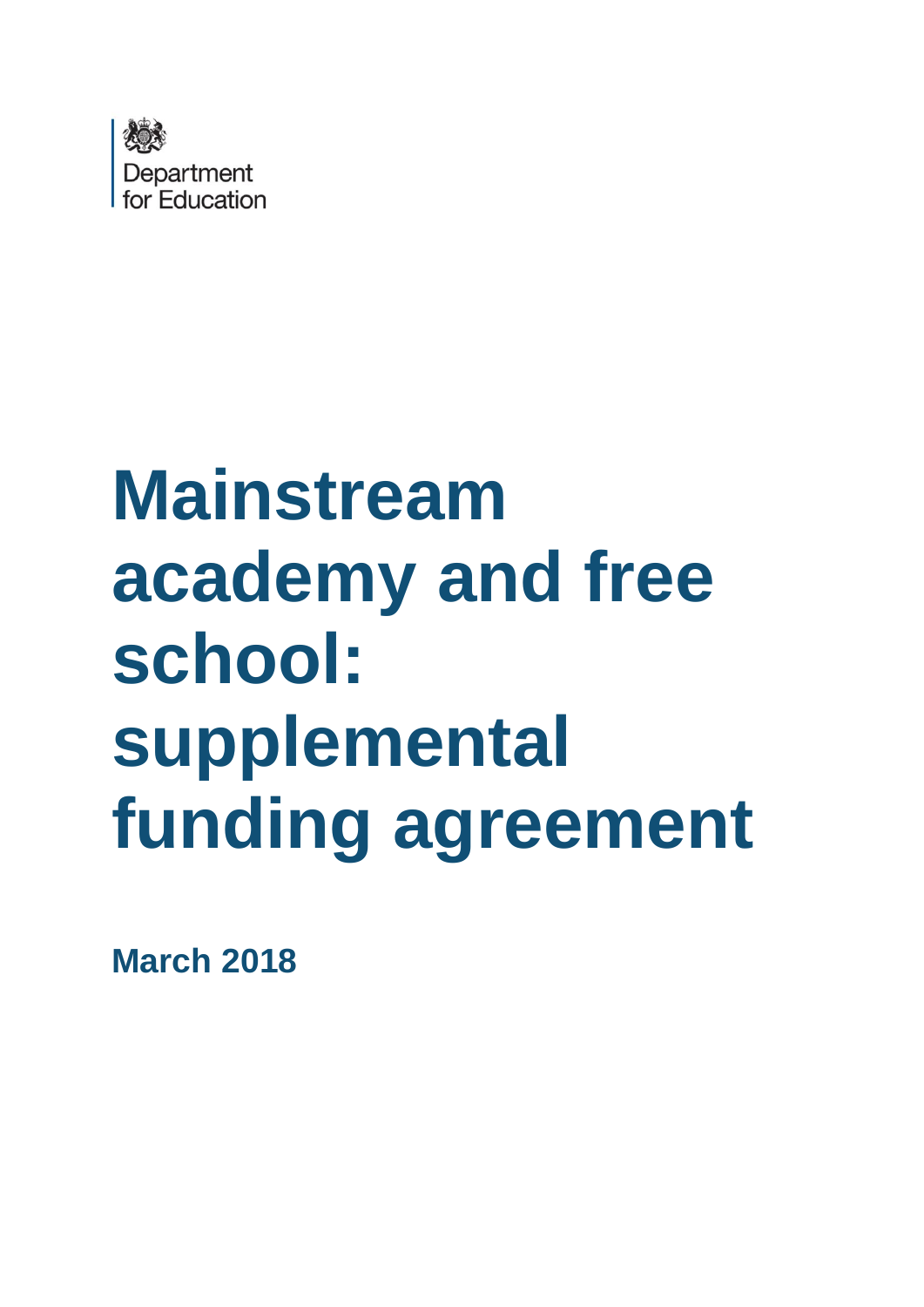Department for Education

# Mainstream academy and free school: supplemental funding agreement

**March 2018**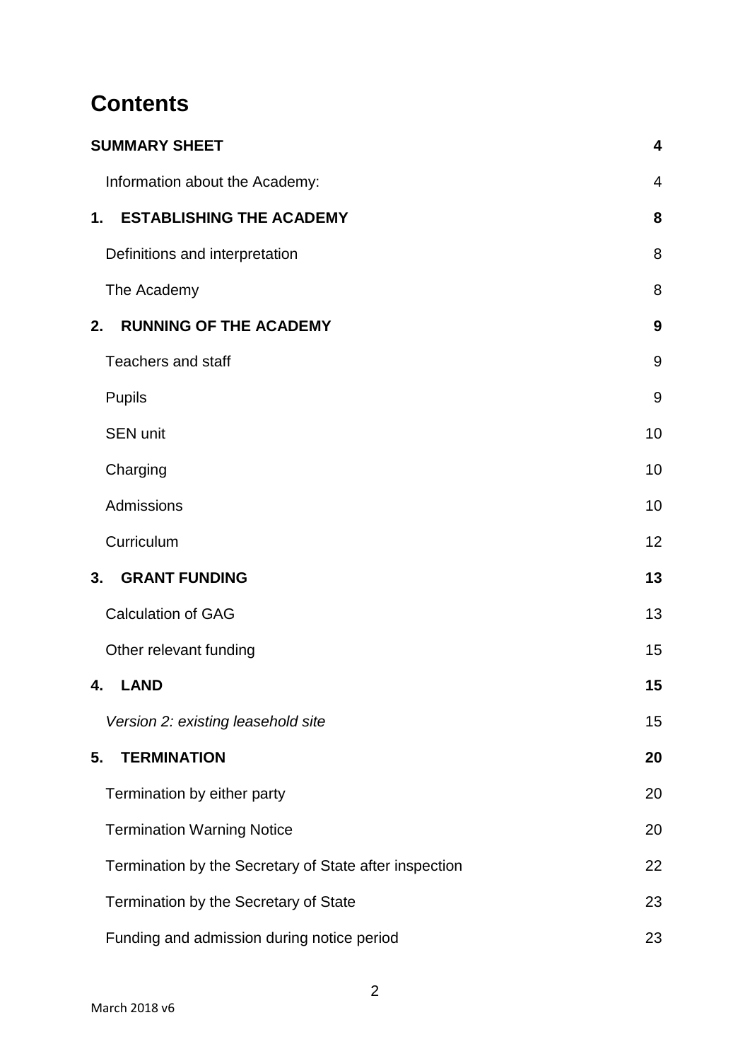# Contents

| | |
|---|---|
| **SUMMARY SHEET** | **4** |
| Information about the Academy: | 4 |
| **1. ESTABLISHING THE ACADEMY** | **8** |
| Definitions and interpretation | 8 |
| The Academy | 8 |
| **2. RUNNING OF THE ACADEMY** | **9** |
| Teachers and staff | 9 |
| Pupils | 9 |
| SEN unit | 10 |
| Charging | 10 |
| Admissions | 10 |
| Curriculum | 12 |
| **3. GRANT FUNDING** | **13** |
| Calculation of GAG | 13 |
| Other relevant funding | 15 |
| **4. LAND** | **15** |
| *Version 2: existing leasehold site* | 15 |
| **5. TERMINATION** | **20** |
| Termination by either party | 20 |
| Termination Warning Notice | 20 |
| Termination by the Secretary of State after inspection | 22 |
| Termination by the Secretary of State | 23 |
| Funding and admission during notice period | 23 |

March 2018 v6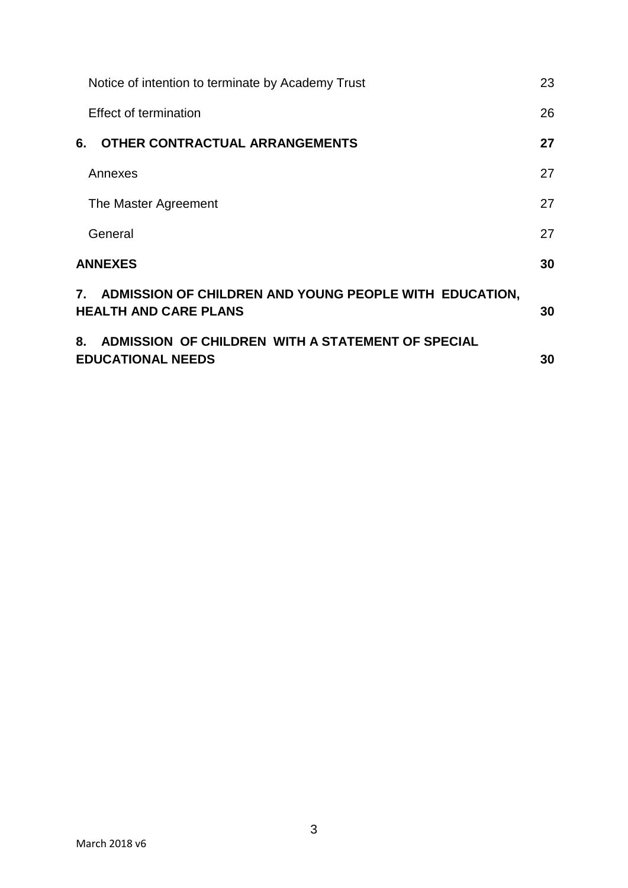| | |
|---|---|
| Notice of intention to terminate by Academy Trust | 23 |
| Effect of termination | 26 |
| **6. OTHER CONTRACTUAL ARRANGEMENTS** | **27** |
| Annexes | 27 |
| The Master Agreement | 27 |
| General | 27 |
| **ANNEXES** | **30** |
| **7. ADMISSION OF CHILDREN AND YOUNG PEOPLE WITH EDUCATION, HEALTH AND CARE PLANS** | **30** |
| **8. ADMISSION OF CHILDREN WITH A STATEMENT OF SPECIAL EDUCATIONAL NEEDS** | **30** |

March 2018 v6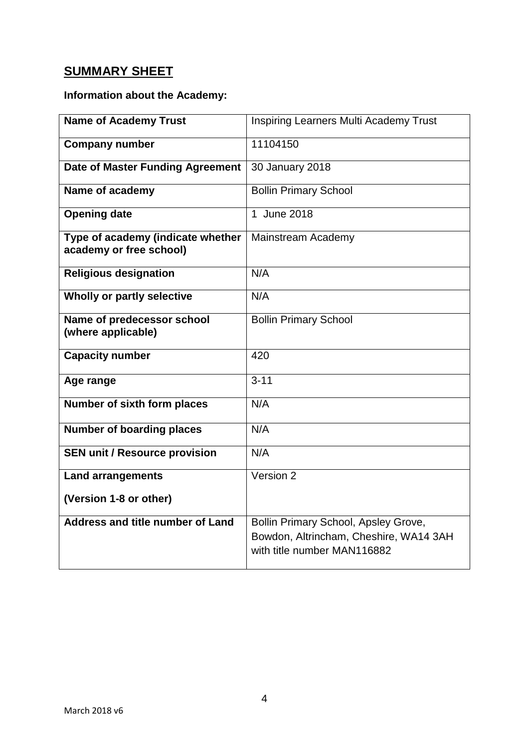## SUMMARY SHEET

**Information about the Academy:**

| | |
|---|---|
| **Name of Academy Trust** | Inspiring Learners Multi Academy Trust |
| **Company number** | 11104150 |
| **Date of Master Funding Agreement** | 30 January 2018 |
| **Name of academy** | Bollin Primary School |
| **Opening date** | 1 June 2018 |
| **Type of academy (indicate whether academy or free school)** | Mainstream Academy |
| **Religious designation** | N/A |
| **Wholly or partly selective** | N/A |
| **Name of predecessor school (where applicable)** | Bollin Primary School |
| **Capacity number** | 420 |
| **Age range** | 3-11 |
| **Number of sixth form places** | N/A |
| **Number of boarding places** | N/A |
| **SEN unit / Resource provision** | N/A |
| **Land arrangements (Version 1-8 or other)** | Version 2 |
| **Address and title number of Land** | Bollin Primary School, Apsley Grove, Bowdon, Altrincham, Cheshire, WA14 3AH with title number MAN116882 |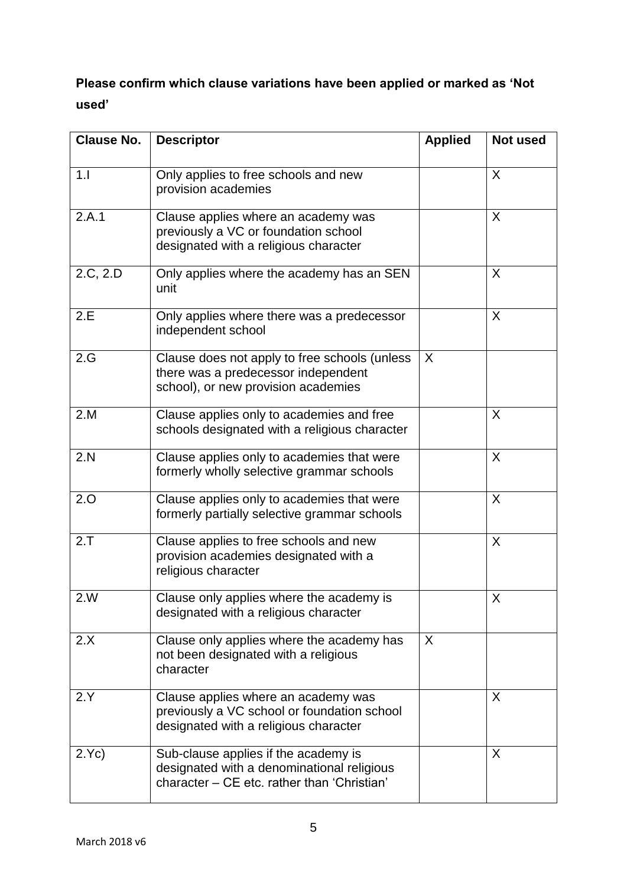**Please confirm which clause variations have been applied or marked as 'Not used'**

| Clause No. | Descriptor | Applied | Not used |
|---|---|---|---|
| 1.I | Only applies to free schools and new provision academies | | X |
| 2.A.1 | Clause applies where an academy was previously a VC or foundation school designated with a religious character | | X |
| 2.C, 2.D | Only applies where the academy has an SEN unit | | X |
| 2.E | Only applies where there was a predecessor independent school | | X |
| 2.G | Clause does not apply to free schools (unless there was a predecessor independent school), or new provision academies | X | |
| 2.M | Clause applies only to academies and free schools designated with a religious character | | X |
| 2.N | Clause applies only to academies that were formerly wholly selective grammar schools | | X |
| 2.O | Clause applies only to academies that were formerly partially selective grammar schools | | X |
| 2.T | Clause applies to free schools and new provision academies designated with a religious character | | X |
| 2.W | Clause only applies where the academy is designated with a religious character | | X |
| 2.X | Clause only applies where the academy has not been designated with a religious character | X | |
| 2.Y | Clause applies where an academy was previously a VC school or foundation school designated with a religious character | | X |
| 2.Yc) | Sub-clause applies if the academy is designated with a denominational religious character – CE etc. rather than 'Christian' | | X |

March 2018 v6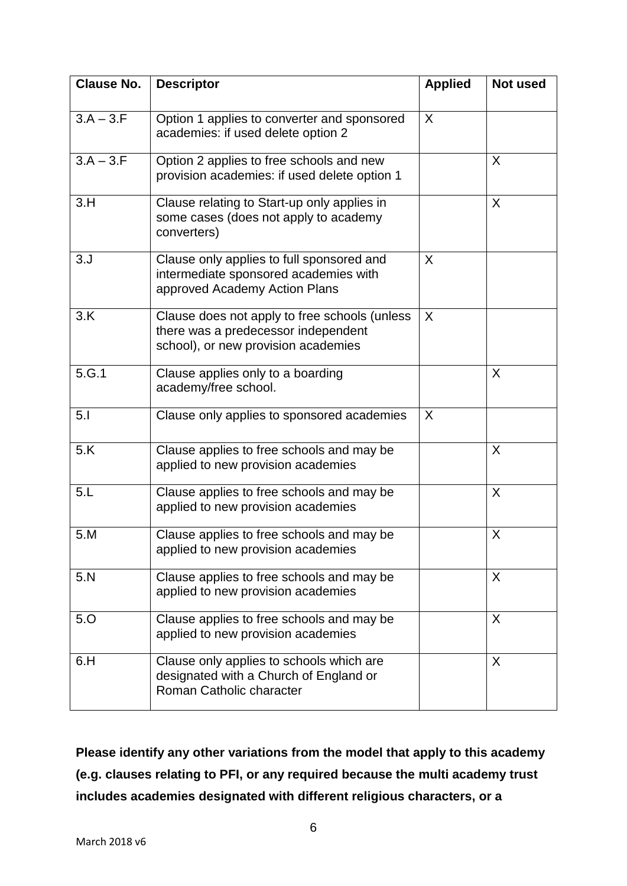| Clause No. | Descriptor | Applied | Not used |
|---|---|---|---|
| 3.A – 3.F | Option 1 applies to converter and sponsored academies: if used delete option 2 | X | |
| 3.A – 3.F | Option 2 applies to free schools and new provision academies: if used delete option 1 | | X |
| 3.H | Clause relating to Start-up only applies in some cases (does not apply to academy converters) | | X |
| 3.J | Clause only applies to full sponsored and intermediate sponsored academies with approved Academy Action Plans | X | |
| 3.K | Clause does not apply to free schools (unless there was a predecessor independent school), or new provision academies | X | |
| 5.G.1 | Clause applies only to a boarding academy/free school. | | X |
| 5.I | Clause only applies to sponsored academies | X | |
| 5.K | Clause applies to free schools and may be applied to new provision academies | | X |
| 5.L | Clause applies to free schools and may be applied to new provision academies | | X |
| 5.M | Clause applies to free schools and may be applied to new provision academies | | X |
| 5.N | Clause applies to free schools and may be applied to new provision academies | | X |
| 5.O | Clause applies to free schools and may be applied to new provision academies | | X |
| 6.H | Clause only applies to schools which are designated with a Church of England or Roman Catholic character | | X |

**Please identify any other variations from the model that apply to this academy (e.g. clauses relating to PFI, or any required because the multi academy trust includes academies designated with different religious characters, or a**

March 2018 v6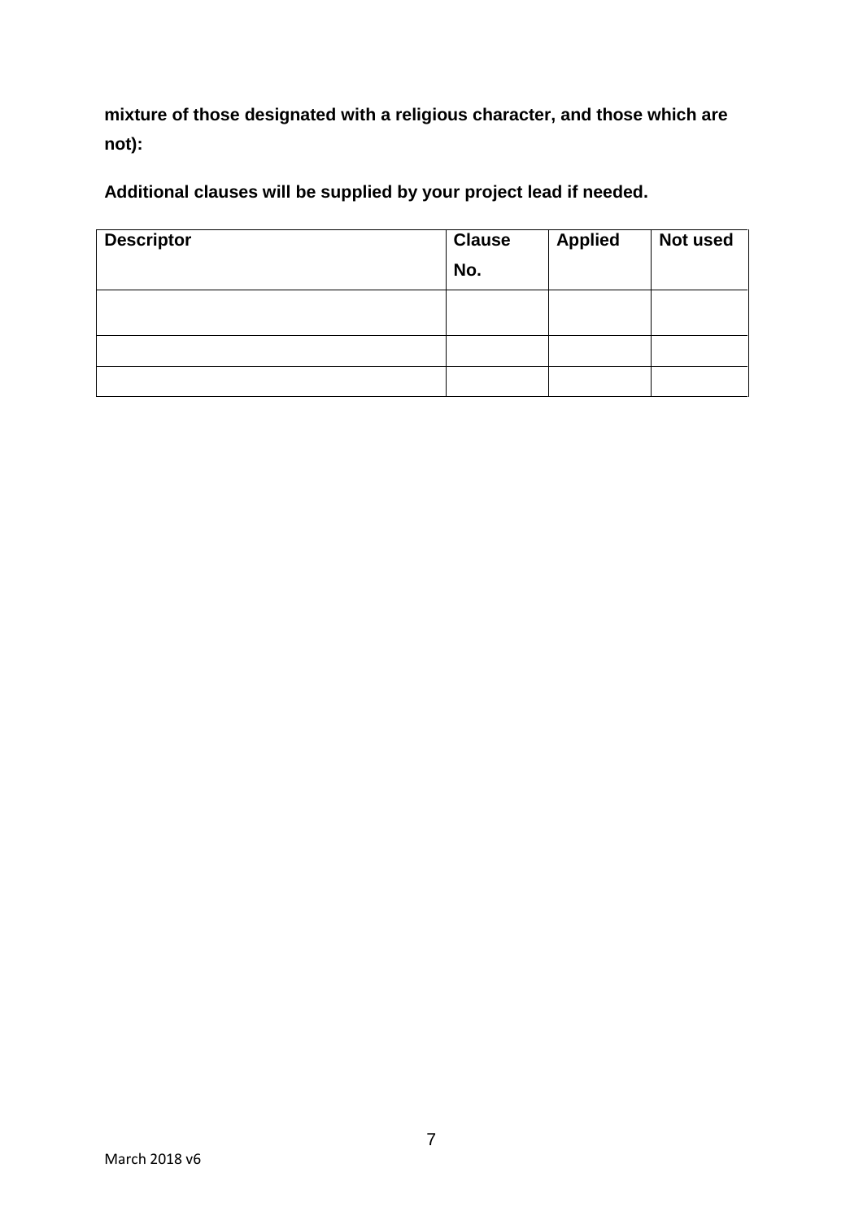**mixture of those designated with a religious character, and those which are not):**

**Additional clauses will be supplied by your project lead if needed.**

| Descriptor | Clause No. | Applied | Not used |
|---|---|---|---|
| | | | |
| | | | |
| | | | |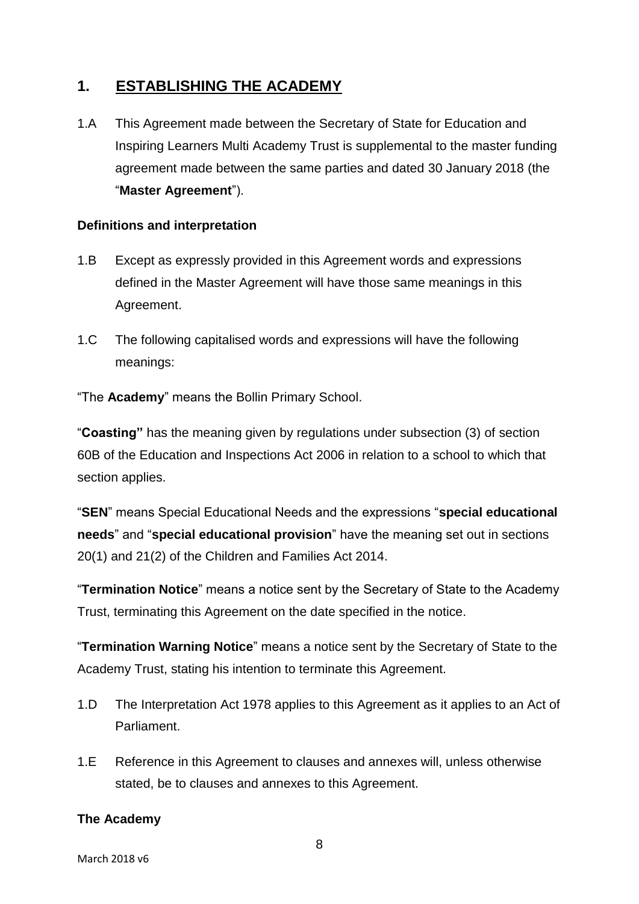## 1. ESTABLISHING THE ACADEMY

1.A This Agreement made between the Secretary of State for Education and Inspiring Learners Multi Academy Trust is supplemental to the master funding agreement made between the same parties and dated 30 January 2018 (the "**Master Agreement**").

### Definitions and interpretation

1.B Except as expressly provided in this Agreement words and expressions defined in the Master Agreement will have those same meanings in this Agreement.

1.C The following capitalised words and expressions will have the following meanings:

"The **Academy**" means the Bollin Primary School.

"**Coasting"** has the meaning given by regulations under subsection (3) of section 60B of the Education and Inspections Act 2006 in relation to a school to which that section applies.

"**SEN**" means Special Educational Needs and the expressions "**special educational needs**" and "**special educational provision**" have the meaning set out in sections 20(1) and 21(2) of the Children and Families Act 2014.

"**Termination Notice**" means a notice sent by the Secretary of State to the Academy Trust, terminating this Agreement on the date specified in the notice.

"**Termination Warning Notice**" means a notice sent by the Secretary of State to the Academy Trust, stating his intention to terminate this Agreement.

1.D The Interpretation Act 1978 applies to this Agreement as it applies to an Act of Parliament.

1.E Reference in this Agreement to clauses and annexes will, unless otherwise stated, be to clauses and annexes to this Agreement.

### The Academy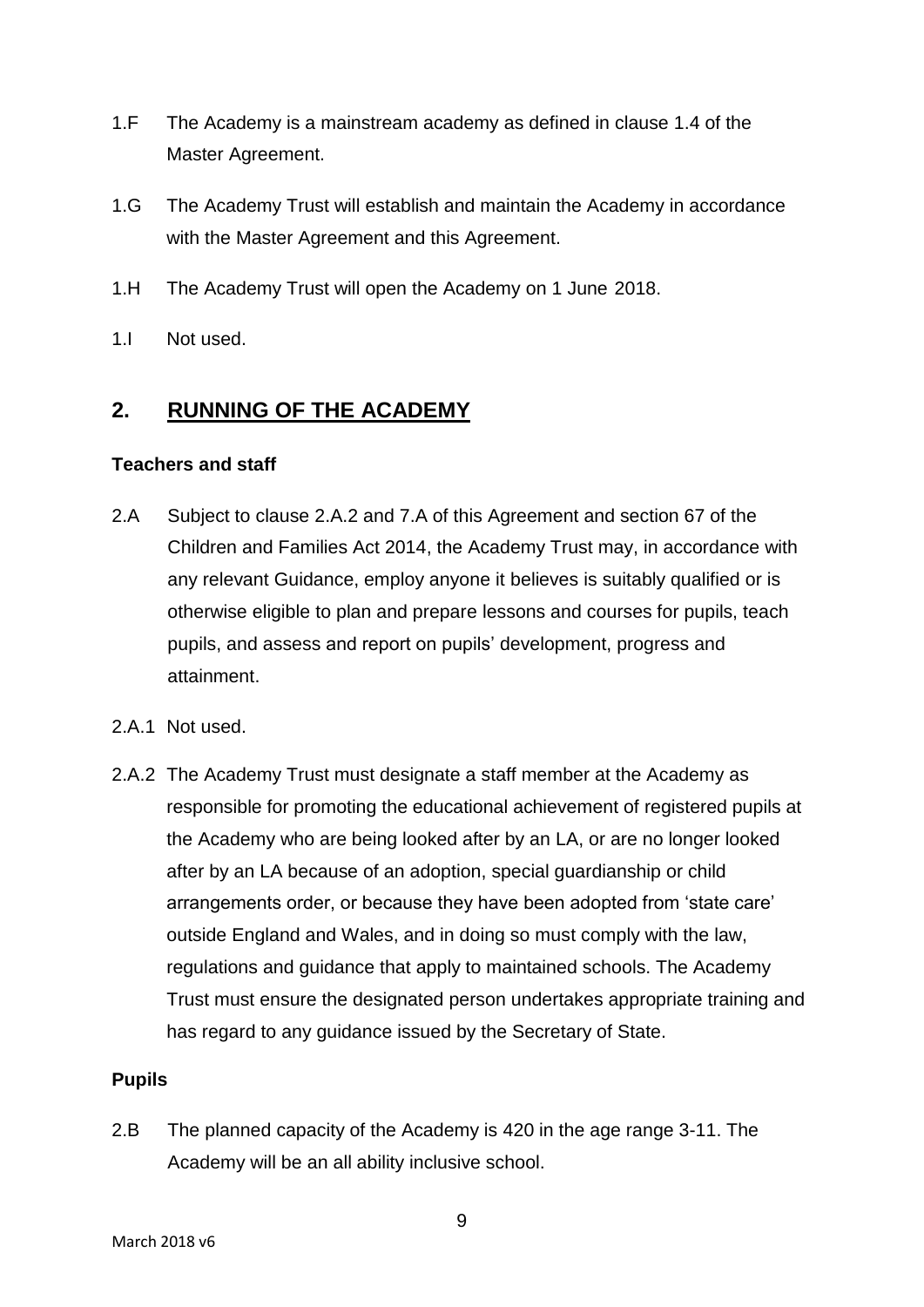1.F The Academy is a mainstream academy as defined in clause 1.4 of the Master Agreement.

1.G The Academy Trust will establish and maintain the Academy in accordance with the Master Agreement and this Agreement.

1.H The Academy Trust will open the Academy on 1 June 2018.

1.I Not used.

## 2. RUNNING OF THE ACADEMY

**Teachers and staff**

2.A Subject to clause 2.A.2 and 7.A of this Agreement and section 67 of the Children and Families Act 2014, the Academy Trust may, in accordance with any relevant Guidance, employ anyone it believes is suitably qualified or is otherwise eligible to plan and prepare lessons and courses for pupils, teach pupils, and assess and report on pupils' development, progress and attainment.

2.A.1 Not used.

2.A.2 The Academy Trust must designate a staff member at the Academy as responsible for promoting the educational achievement of registered pupils at the Academy who are being looked after by an LA, or are no longer looked after by an LA because of an adoption, special guardianship or child arrangements order, or because they have been adopted from 'state care' outside England and Wales, and in doing so must comply with the law, regulations and guidance that apply to maintained schools. The Academy Trust must ensure the designated person undertakes appropriate training and has regard to any guidance issued by the Secretary of State.

**Pupils**

2.B The planned capacity of the Academy is 420 in the age range 3-11. The Academy will be an all ability inclusive school.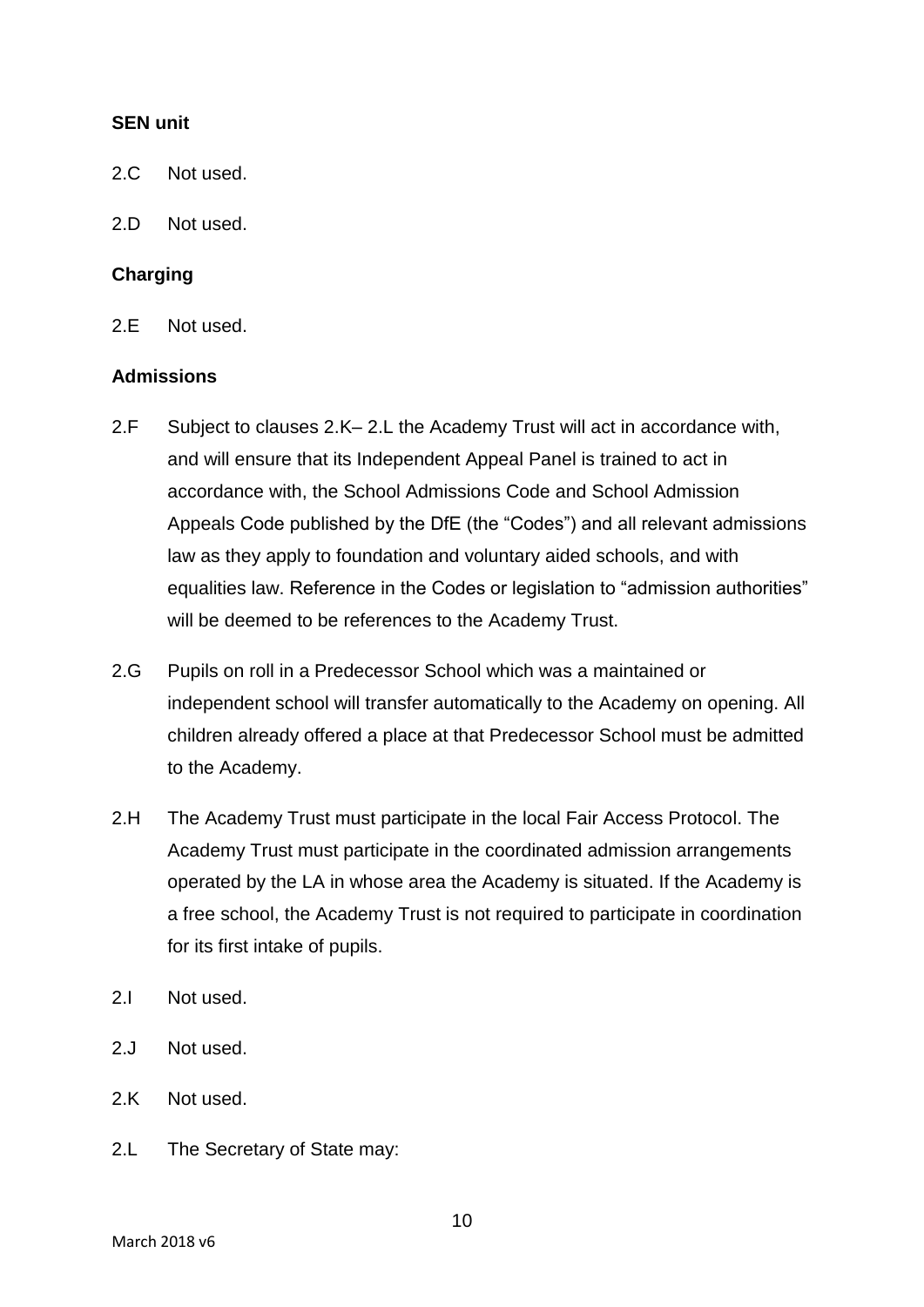**SEN unit**

2.C Not used.

2.D Not used.

**Charging**

2.E Not used.

**Admissions**

2.F Subject to clauses 2.K– 2.L the Academy Trust will act in accordance with, and will ensure that its Independent Appeal Panel is trained to act in accordance with, the School Admissions Code and School Admission Appeals Code published by the DfE (the "Codes") and all relevant admissions law as they apply to foundation and voluntary aided schools, and with equalities law. Reference in the Codes or legislation to "admission authorities" will be deemed to be references to the Academy Trust.

2.G Pupils on roll in a Predecessor School which was a maintained or independent school will transfer automatically to the Academy on opening. All children already offered a place at that Predecessor School must be admitted to the Academy.

2.H The Academy Trust must participate in the local Fair Access Protocol. The Academy Trust must participate in the coordinated admission arrangements operated by the LA in whose area the Academy is situated. If the Academy is a free school, the Academy Trust is not required to participate in coordination for its first intake of pupils.

2.I Not used.

2.J Not used.

2.K Not used.

2.L The Secretary of State may: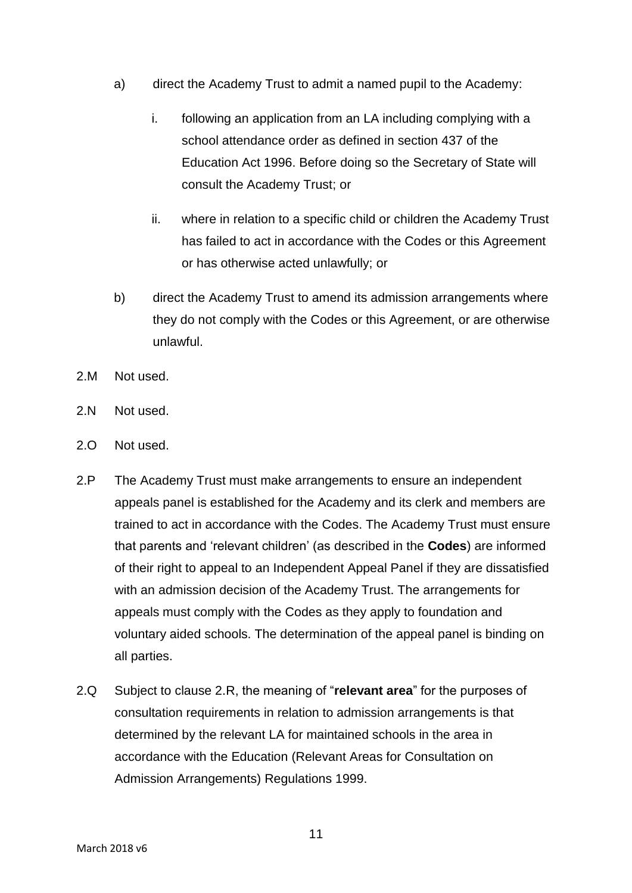a) direct the Academy Trust to admit a named pupil to the Academy:

   i. following an application from an LA including complying with a school attendance order as defined in section 437 of the Education Act 1996. Before doing so the Secretary of State will consult the Academy Trust; or

   ii. where in relation to a specific child or children the Academy Trust has failed to act in accordance with the Codes or this Agreement or has otherwise acted unlawfully; or

b) direct the Academy Trust to amend its admission arrangements where they do not comply with the Codes or this Agreement, or are otherwise unlawful.

2.M Not used.

2.N Not used.

2.O Not used.

2.P The Academy Trust must make arrangements to ensure an independent appeals panel is established for the Academy and its clerk and members are trained to act in accordance with the Codes. The Academy Trust must ensure that parents and 'relevant children' (as described in the **Codes**) are informed of their right to appeal to an Independent Appeal Panel if they are dissatisfied with an admission decision of the Academy Trust. The arrangements for appeals must comply with the Codes as they apply to foundation and voluntary aided schools. The determination of the appeal panel is binding on all parties.

2.Q Subject to clause 2.R, the meaning of "**relevant area**" for the purposes of consultation requirements in relation to admission arrangements is that determined by the relevant LA for maintained schools in the area in accordance with the Education (Relevant Areas for Consultation on Admission Arrangements) Regulations 1999.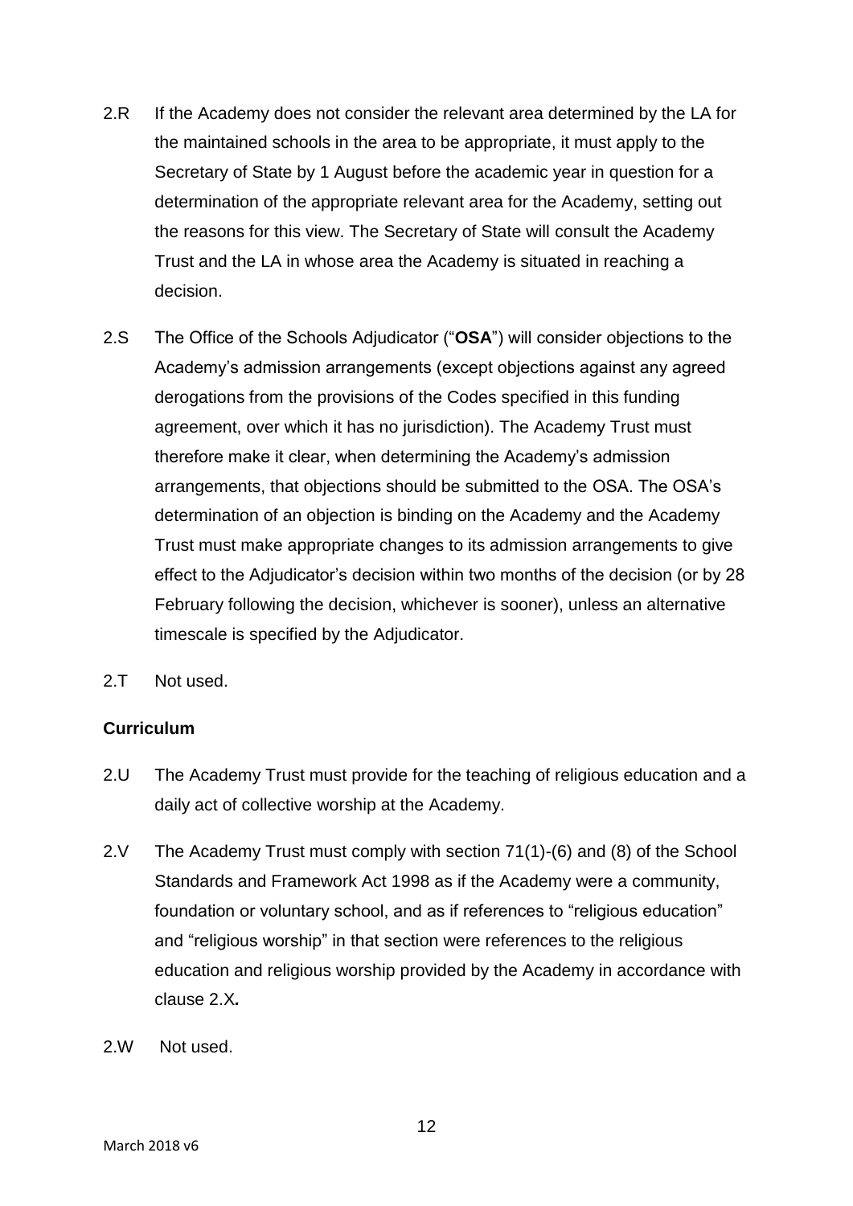2.R If the Academy does not consider the relevant area determined by the LA for the maintained schools in the area to be appropriate, it must apply to the Secretary of State by 1 August before the academic year in question for a determination of the appropriate relevant area for the Academy, setting out the reasons for this view. The Secretary of State will consult the Academy Trust and the LA in whose area the Academy is situated in reaching a decision.

2.S The Office of the Schools Adjudicator ("**OSA**") will consider objections to the Academy's admission arrangements (except objections against any agreed derogations from the provisions of the Codes specified in this funding agreement, over which it has no jurisdiction). The Academy Trust must therefore make it clear, when determining the Academy's admission arrangements, that objections should be submitted to the OSA. The OSA's determination of an objection is binding on the Academy and the Academy Trust must make appropriate changes to its admission arrangements to give effect to the Adjudicator's decision within two months of the decision (or by 28 February following the decision, whichever is sooner), unless an alternative timescale is specified by the Adjudicator.

2.T Not used.

**Curriculum**

2.U The Academy Trust must provide for the teaching of religious education and a daily act of collective worship at the Academy.

2.V The Academy Trust must comply with section 71(1)-(6) and (8) of the School Standards and Framework Act 1998 as if the Academy were a community, foundation or voluntary school, and as if references to "religious education" and "religious worship" in that section were references to the religious education and religious worship provided by the Academy in accordance with clause 2.X*.*

2.W Not used.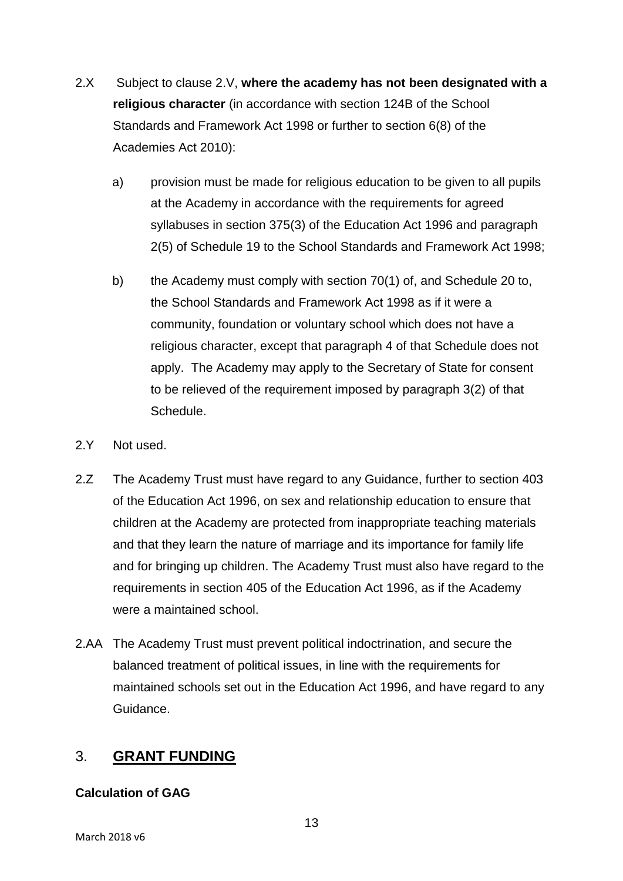2.X Subject to clause 2.V, **where the academy has not been designated with a religious character** (in accordance with section 124B of the School Standards and Framework Act 1998 or further to section 6(8) of the Academies Act 2010):

a) provision must be made for religious education to be given to all pupils at the Academy in accordance with the requirements for agreed syllabuses in section 375(3) of the Education Act 1996 and paragraph 2(5) of Schedule 19 to the School Standards and Framework Act 1998;

b) the Academy must comply with section 70(1) of, and Schedule 20 to, the School Standards and Framework Act 1998 as if it were a community, foundation or voluntary school which does not have a religious character, except that paragraph 4 of that Schedule does not apply. The Academy may apply to the Secretary of State for consent to be relieved of the requirement imposed by paragraph 3(2) of that Schedule.

2.Y Not used.

2.Z The Academy Trust must have regard to any Guidance, further to section 403 of the Education Act 1996, on sex and relationship education to ensure that children at the Academy are protected from inappropriate teaching materials and that they learn the nature of marriage and its importance for family life and for bringing up children. The Academy Trust must also have regard to the requirements in section 405 of the Education Act 1996, as if the Academy were a maintained school.

2.AA The Academy Trust must prevent political indoctrination, and secure the balanced treatment of political issues, in line with the requirements for maintained schools set out in the Education Act 1996, and have regard to any Guidance.

## 3. **GRANT FUNDING**

**Calculation of GAG**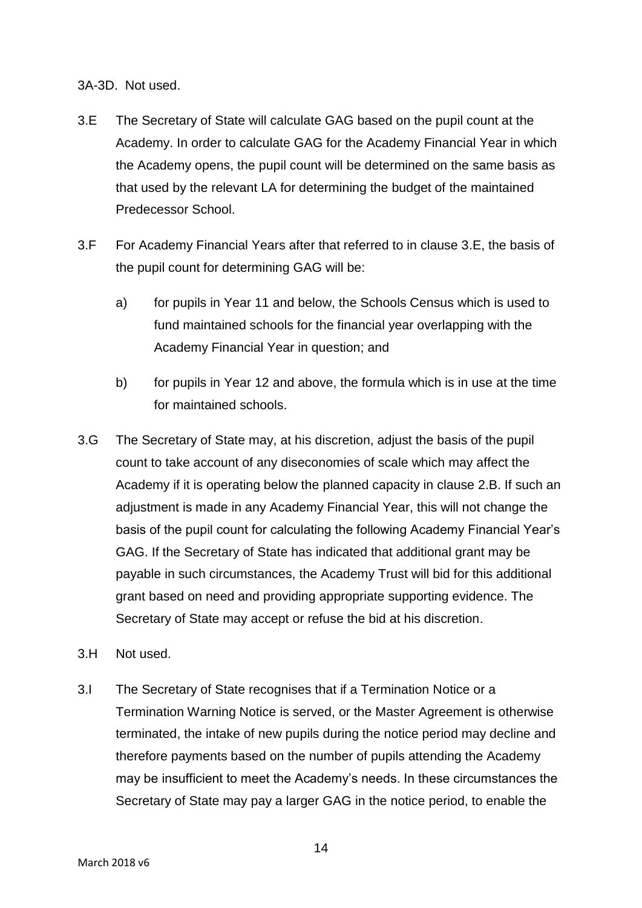3A-3D. Not used.

3.E The Secretary of State will calculate GAG based on the pupil count at the Academy. In order to calculate GAG for the Academy Financial Year in which the Academy opens, the pupil count will be determined on the same basis as that used by the relevant LA for determining the budget of the maintained Predecessor School.

3.F For Academy Financial Years after that referred to in clause 3.E, the basis of the pupil count for determining GAG will be:

  a) for pupils in Year 11 and below, the Schools Census which is used to fund maintained schools for the financial year overlapping with the Academy Financial Year in question; and

  b) for pupils in Year 12 and above, the formula which is in use at the time for maintained schools.

3.G The Secretary of State may, at his discretion, adjust the basis of the pupil count to take account of any diseconomies of scale which may affect the Academy if it is operating below the planned capacity in clause 2.B. If such an adjustment is made in any Academy Financial Year, this will not change the basis of the pupil count for calculating the following Academy Financial Year's GAG. If the Secretary of State has indicated that additional grant may be payable in such circumstances, the Academy Trust will bid for this additional grant based on need and providing appropriate supporting evidence. The Secretary of State may accept or refuse the bid at his discretion.

3.H Not used.

3.I The Secretary of State recognises that if a Termination Notice or a Termination Warning Notice is served, or the Master Agreement is otherwise terminated, the intake of new pupils during the notice period may decline and therefore payments based on the number of pupils attending the Academy may be insufficient to meet the Academy's needs. In these circumstances the Secretary of State may pay a larger GAG in the notice period, to enable the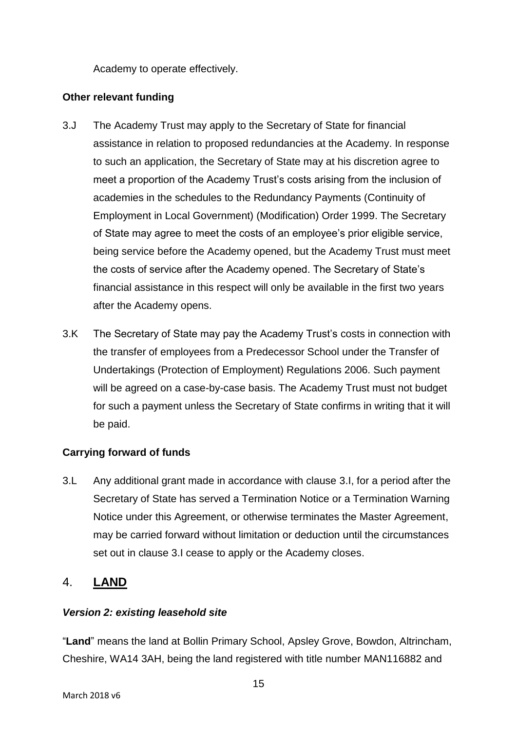Academy to operate effectively.

**Other relevant funding**

3.J The Academy Trust may apply to the Secretary of State for financial assistance in relation to proposed redundancies at the Academy. In response to such an application, the Secretary of State may at his discretion agree to meet a proportion of the Academy Trust's costs arising from the inclusion of academies in the schedules to the Redundancy Payments (Continuity of Employment in Local Government) (Modification) Order 1999. The Secretary of State may agree to meet the costs of an employee's prior eligible service, being service before the Academy opened, but the Academy Trust must meet the costs of service after the Academy opened. The Secretary of State's financial assistance in this respect will only be available in the first two years after the Academy opens.

3.K The Secretary of State may pay the Academy Trust's costs in connection with the transfer of employees from a Predecessor School under the Transfer of Undertakings (Protection of Employment) Regulations 2006. Such payment will be agreed on a case-by-case basis. The Academy Trust must not budget for such a payment unless the Secretary of State confirms in writing that it will be paid.

**Carrying forward of funds**

3.L Any additional grant made in accordance with clause 3.I, for a period after the Secretary of State has served a Termination Notice or a Termination Warning Notice under this Agreement, or otherwise terminates the Master Agreement, may be carried forward without limitation or deduction until the circumstances set out in clause 3.I cease to apply or the Academy closes.

## 4. LAND

***Version 2: existing leasehold site***

"**Land**" means the land at Bollin Primary School, Apsley Grove, Bowdon, Altrincham, Cheshire, WA14 3AH, being the land registered with title number MAN116882 and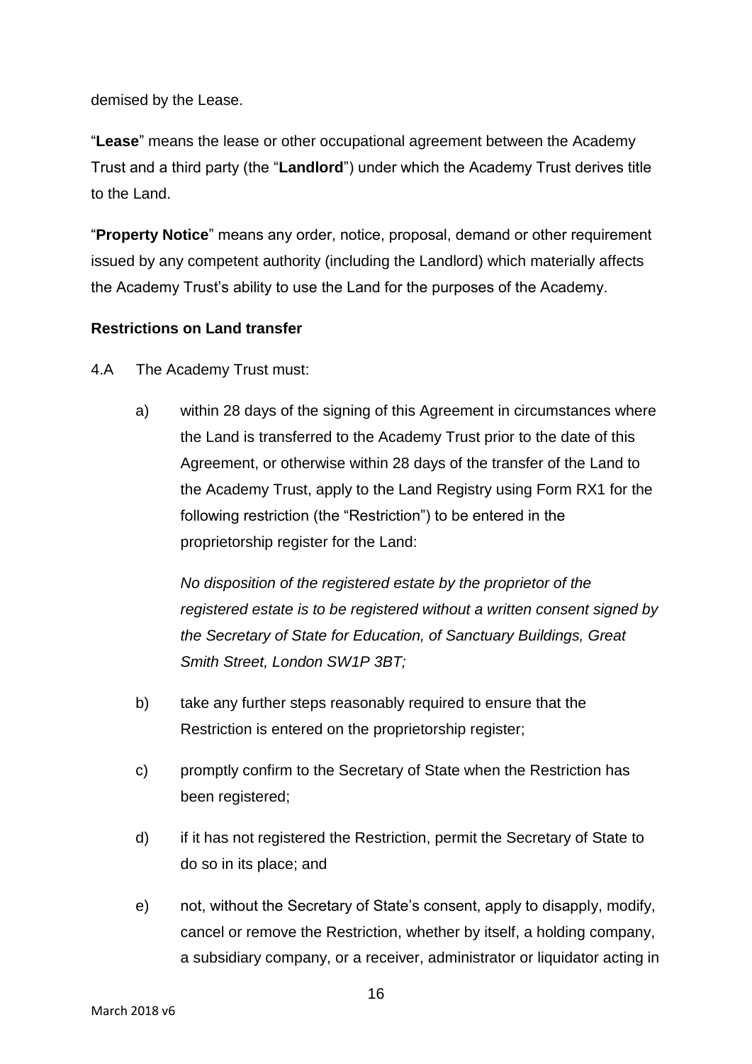demised by the Lease.

"**Lease**" means the lease or other occupational agreement between the Academy Trust and a third party (the "**Landlord**") under which the Academy Trust derives title to the Land.

"**Property Notice**" means any order, notice, proposal, demand or other requirement issued by any competent authority (including the Landlord) which materially affects the Academy Trust's ability to use the Land for the purposes of the Academy.

**Restrictions on Land transfer**

4.A The Academy Trust must:

a) within 28 days of the signing of this Agreement in circumstances where the Land is transferred to the Academy Trust prior to the date of this Agreement, or otherwise within 28 days of the transfer of the Land to the Academy Trust, apply to the Land Registry using Form RX1 for the following restriction (the "Restriction") to be entered in the proprietorship register for the Land:

   *No disposition of the registered estate by the proprietor of the registered estate is to be registered without a written consent signed by the Secretary of State for Education, of Sanctuary Buildings, Great Smith Street, London SW1P 3BT;*

b) take any further steps reasonably required to ensure that the Restriction is entered on the proprietorship register;

c) promptly confirm to the Secretary of State when the Restriction has been registered;

d) if it has not registered the Restriction, permit the Secretary of State to do so in its place; and

e) not, without the Secretary of State's consent, apply to disapply, modify, cancel or remove the Restriction, whether by itself, a holding company, a subsidiary company, or a receiver, administrator or liquidator acting in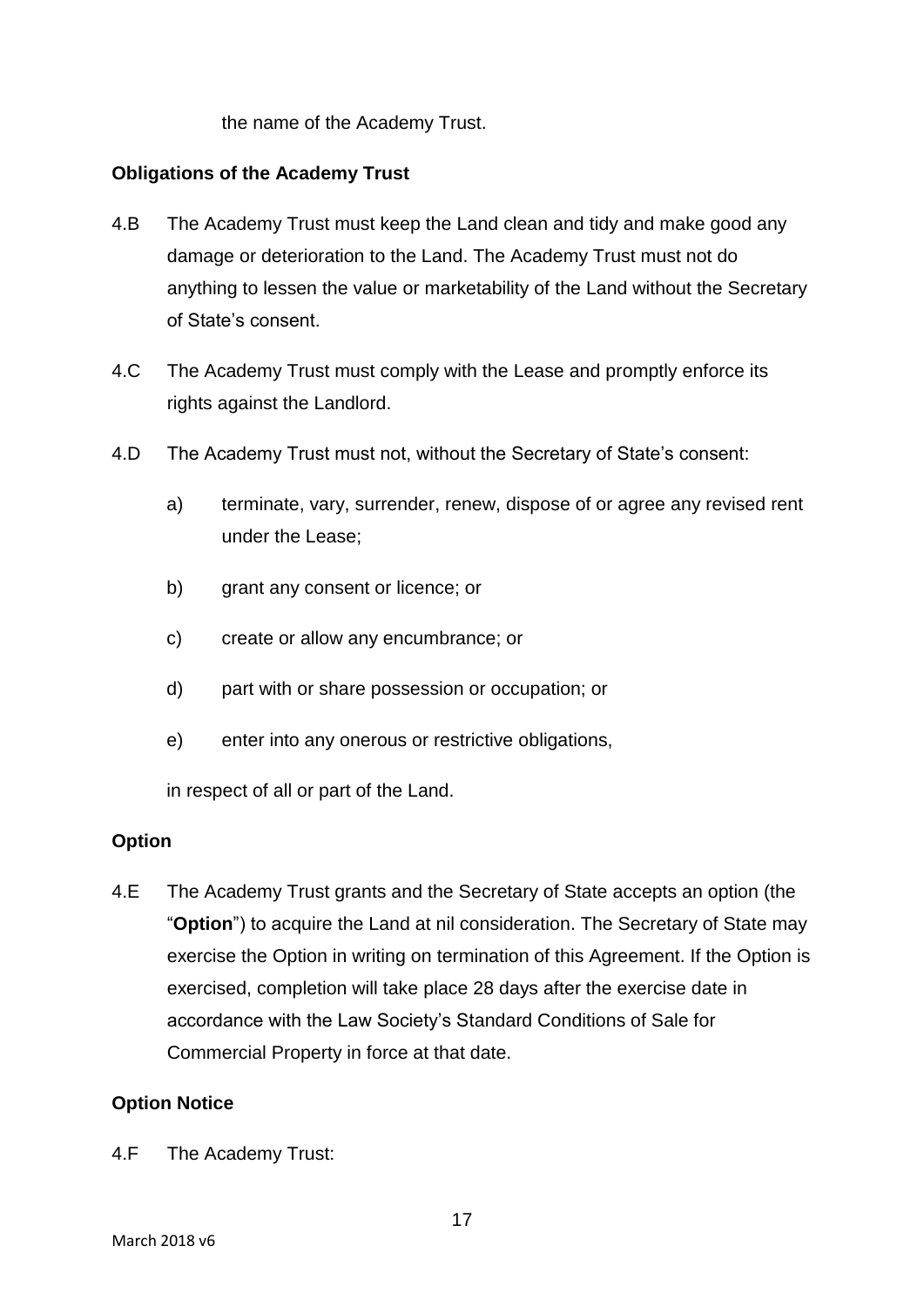the name of the Academy Trust.

**Obligations of the Academy Trust**

4.B The Academy Trust must keep the Land clean and tidy and make good any damage or deterioration to the Land. The Academy Trust must not do anything to lessen the value or marketability of the Land without the Secretary of State's consent.

4.C The Academy Trust must comply with the Lease and promptly enforce its rights against the Landlord.

4.D The Academy Trust must not, without the Secretary of State's consent:

a) terminate, vary, surrender, renew, dispose of or agree any revised rent under the Lease;

b) grant any consent or licence; or

c) create or allow any encumbrance; or

d) part with or share possession or occupation; or

e) enter into any onerous or restrictive obligations,

in respect of all or part of the Land.

**Option**

4.E The Academy Trust grants and the Secretary of State accepts an option (the "**Option**") to acquire the Land at nil consideration. The Secretary of State may exercise the Option in writing on termination of this Agreement. If the Option is exercised, completion will take place 28 days after the exercise date in accordance with the Law Society's Standard Conditions of Sale for Commercial Property in force at that date.

**Option Notice**

4.F The Academy Trust: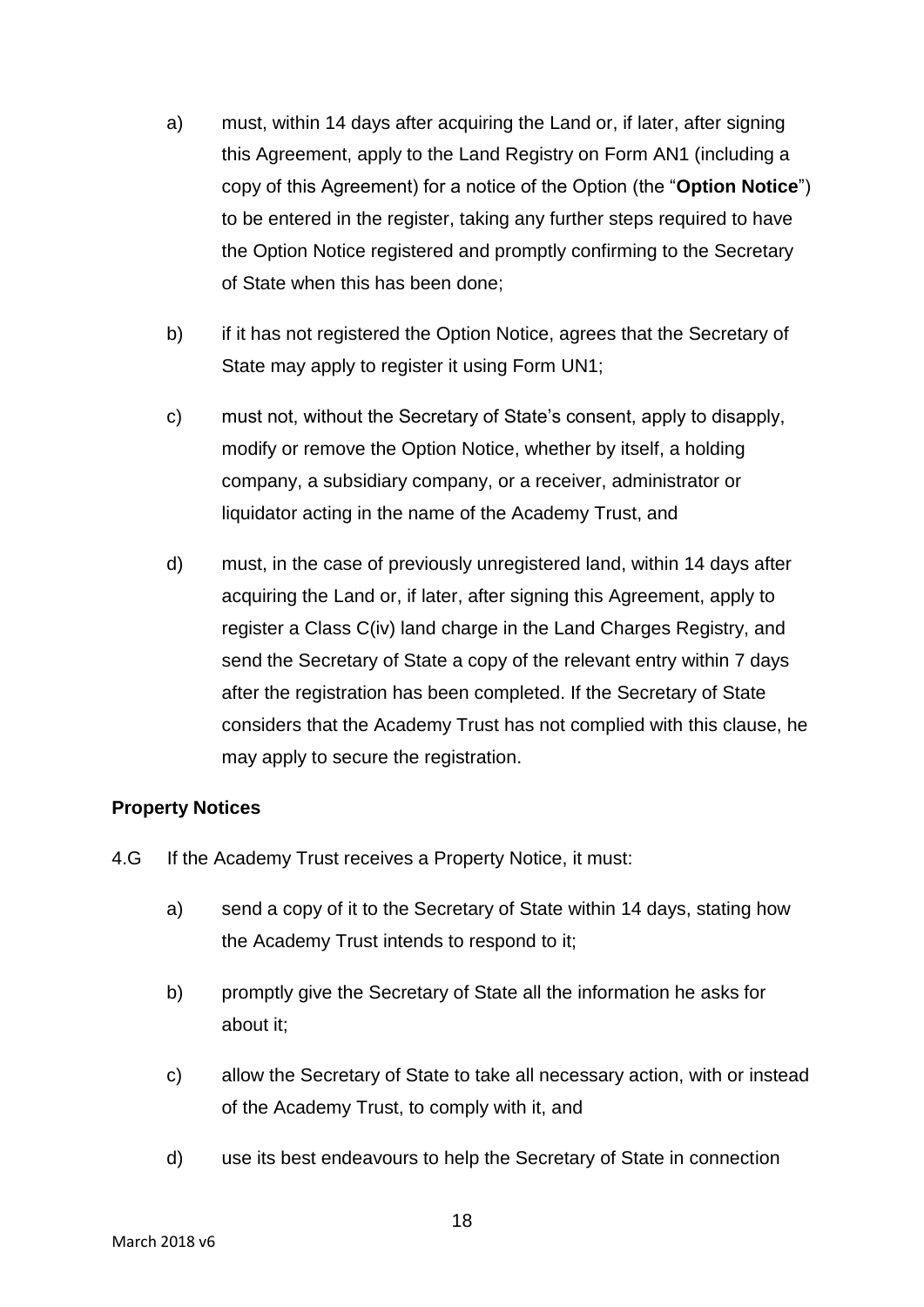a) must, within 14 days after acquiring the Land or, if later, after signing this Agreement, apply to the Land Registry on Form AN1 (including a copy of this Agreement) for a notice of the Option (the "**Option Notice**") to be entered in the register, taking any further steps required to have the Option Notice registered and promptly confirming to the Secretary of State when this has been done;

b) if it has not registered the Option Notice, agrees that the Secretary of State may apply to register it using Form UN1;

c) must not, without the Secretary of State's consent, apply to disapply, modify or remove the Option Notice, whether by itself, a holding company, a subsidiary company, or a receiver, administrator or liquidator acting in the name of the Academy Trust, and

d) must, in the case of previously unregistered land, within 14 days after acquiring the Land or, if later, after signing this Agreement, apply to register a Class C(iv) land charge in the Land Charges Registry, and send the Secretary of State a copy of the relevant entry within 7 days after the registration has been completed. If the Secretary of State considers that the Academy Trust has not complied with this clause, he may apply to secure the registration.

**Property Notices**

4.G If the Academy Trust receives a Property Notice, it must:

a) send a copy of it to the Secretary of State within 14 days, stating how the Academy Trust intends to respond to it;

b) promptly give the Secretary of State all the information he asks for about it;

c) allow the Secretary of State to take all necessary action, with or instead of the Academy Trust, to comply with it, and

d) use its best endeavours to help the Secretary of State in connection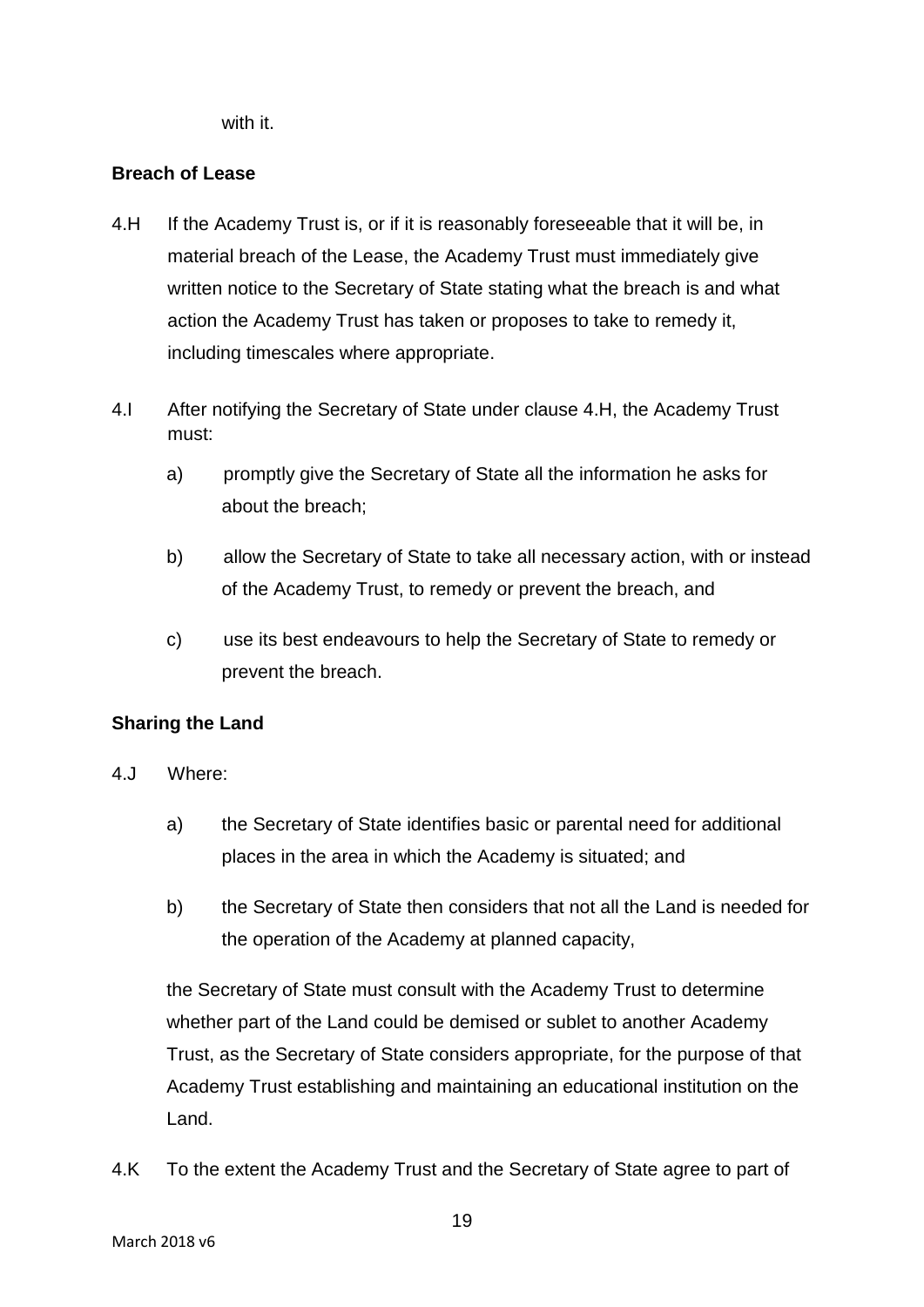with it.

**Breach of Lease**

4.H If the Academy Trust is, or if it is reasonably foreseeable that it will be, in material breach of the Lease, the Academy Trust must immediately give written notice to the Secretary of State stating what the breach is and what action the Academy Trust has taken or proposes to take to remedy it, including timescales where appropriate.

4.I After notifying the Secretary of State under clause 4.H, the Academy Trust must:

a) promptly give the Secretary of State all the information he asks for about the breach;

b) allow the Secretary of State to take all necessary action, with or instead of the Academy Trust, to remedy or prevent the breach, and

c) use its best endeavours to help the Secretary of State to remedy or prevent the breach.

**Sharing the Land**

4.J Where:

a) the Secretary of State identifies basic or parental need for additional places in the area in which the Academy is situated; and

b) the Secretary of State then considers that not all the Land is needed for the operation of the Academy at planned capacity,

the Secretary of State must consult with the Academy Trust to determine whether part of the Land could be demised or sublet to another Academy Trust, as the Secretary of State considers appropriate, for the purpose of that Academy Trust establishing and maintaining an educational institution on the Land.

4.K To the extent the Academy Trust and the Secretary of State agree to part of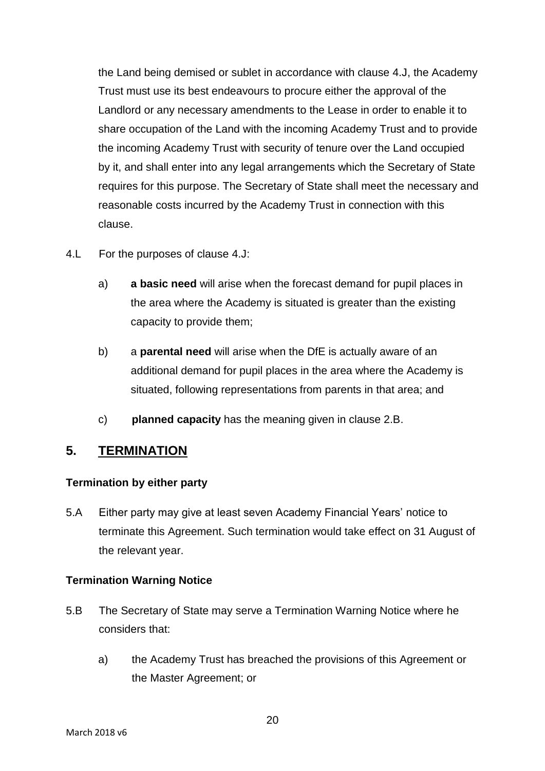the Land being demised or sublet in accordance with clause 4.J, the Academy Trust must use its best endeavours to procure either the approval of the Landlord or any necessary amendments to the Lease in order to enable it to share occupation of the Land with the incoming Academy Trust and to provide the incoming Academy Trust with security of tenure over the Land occupied by it, and shall enter into any legal arrangements which the Secretary of State requires for this purpose. The Secretary of State shall meet the necessary and reasonable costs incurred by the Academy Trust in connection with this clause.

4.L For the purposes of clause 4.J:

a) **a basic need** will arise when the forecast demand for pupil places in the area where the Academy is situated is greater than the existing capacity to provide them;

b) a **parental need** will arise when the DfE is actually aware of an additional demand for pupil places in the area where the Academy is situated, following representations from parents in that area; and

c) **planned capacity** has the meaning given in clause 2.B.

## 5. TERMINATION

**Termination by either party**

5.A Either party may give at least seven Academy Financial Years' notice to terminate this Agreement. Such termination would take effect on 31 August of the relevant year.

**Termination Warning Notice**

5.B The Secretary of State may serve a Termination Warning Notice where he considers that:

a) the Academy Trust has breached the provisions of this Agreement or the Master Agreement; or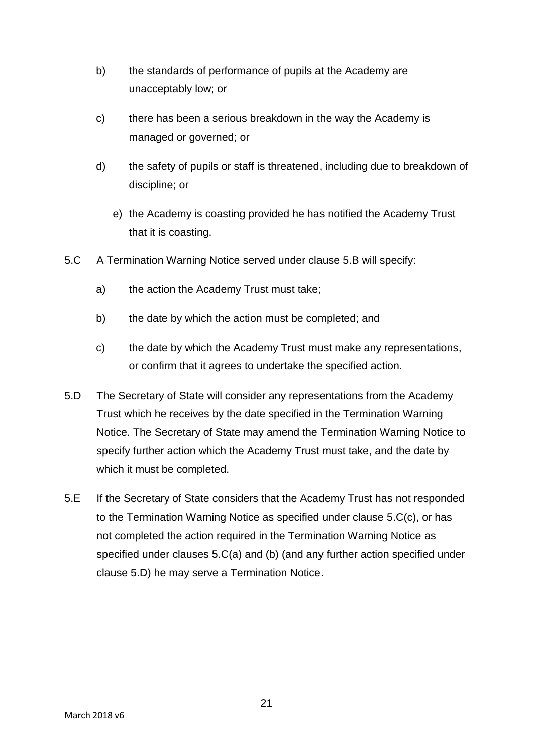b) the standards of performance of pupils at the Academy are unacceptably low; or

c) there has been a serious breakdown in the way the Academy is managed or governed; or

d) the safety of pupils or staff is threatened, including due to breakdown of discipline; or

e) the Academy is coasting provided he has notified the Academy Trust that it is coasting.

5.C A Termination Warning Notice served under clause 5.B will specify:

a) the action the Academy Trust must take;

b) the date by which the action must be completed; and

c) the date by which the Academy Trust must make any representations, or confirm that it agrees to undertake the specified action.

5.D The Secretary of State will consider any representations from the Academy Trust which he receives by the date specified in the Termination Warning Notice. The Secretary of State may amend the Termination Warning Notice to specify further action which the Academy Trust must take, and the date by which it must be completed.

5.E If the Secretary of State considers that the Academy Trust has not responded to the Termination Warning Notice as specified under clause 5.C(c), or has not completed the action required in the Termination Warning Notice as specified under clauses 5.C(a) and (b) (and any further action specified under clause 5.D) he may serve a Termination Notice.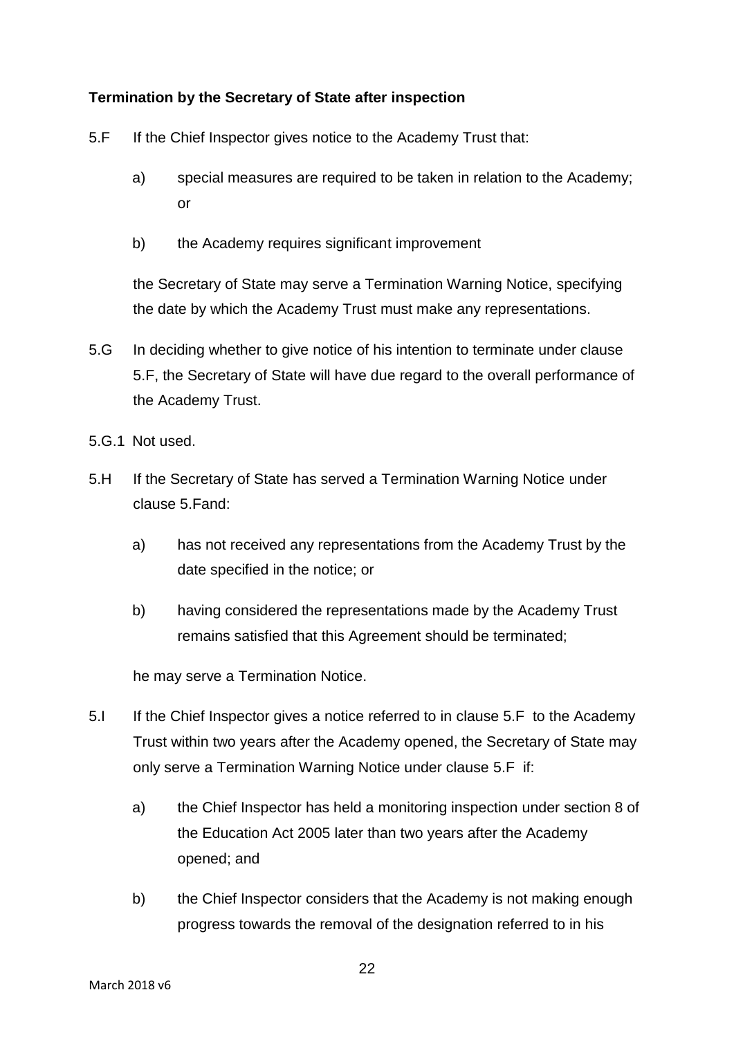**Termination by the Secretary of State after inspection**

5.F If the Chief Inspector gives notice to the Academy Trust that:

a) special measures are required to be taken in relation to the Academy; or

b) the Academy requires significant improvement

the Secretary of State may serve a Termination Warning Notice, specifying the date by which the Academy Trust must make any representations.

5.G In deciding whether to give notice of his intention to terminate under clause 5.F, the Secretary of State will have due regard to the overall performance of the Academy Trust.

5.G.1 Not used.

5.H If the Secretary of State has served a Termination Warning Notice under clause 5.Fand:

a) has not received any representations from the Academy Trust by the date specified in the notice; or

b) having considered the representations made by the Academy Trust remains satisfied that this Agreement should be terminated;

he may serve a Termination Notice.

5.I If the Chief Inspector gives a notice referred to in clause 5.F to the Academy Trust within two years after the Academy opened, the Secretary of State may only serve a Termination Warning Notice under clause 5.F if:

a) the Chief Inspector has held a monitoring inspection under section 8 of the Education Act 2005 later than two years after the Academy opened; and

b) the Chief Inspector considers that the Academy is not making enough progress towards the removal of the designation referred to in his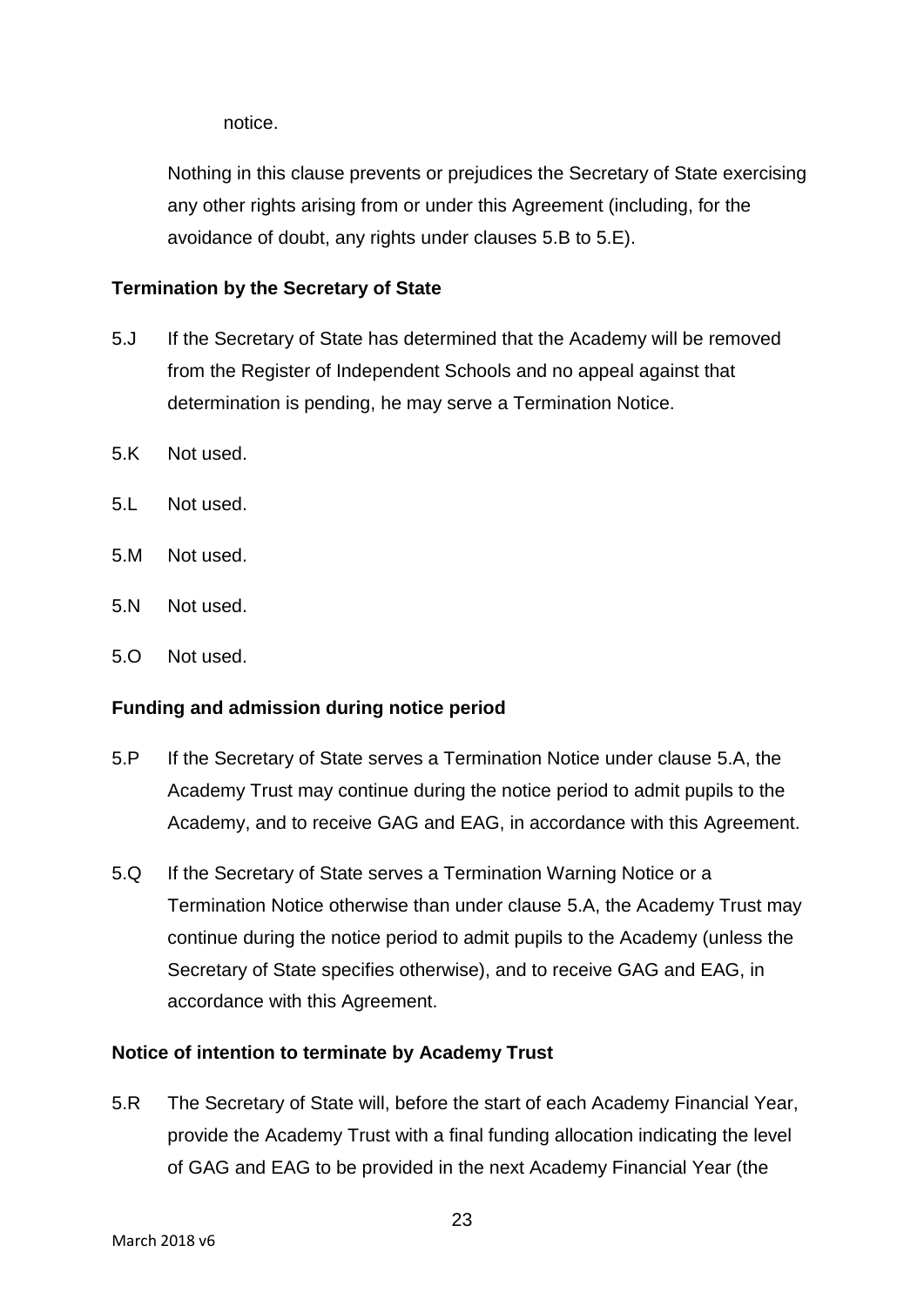notice.

Nothing in this clause prevents or prejudices the Secretary of State exercising any other rights arising from or under this Agreement (including, for the avoidance of doubt, any rights under clauses 5.B to 5.E).

**Termination by the Secretary of State**

5.J If the Secretary of State has determined that the Academy will be removed from the Register of Independent Schools and no appeal against that determination is pending, he may serve a Termination Notice.

5.K Not used.

5.L Not used.

5.M Not used.

5.N Not used.

5.O Not used.

**Funding and admission during notice period**

5.P If the Secretary of State serves a Termination Notice under clause 5.A, the Academy Trust may continue during the notice period to admit pupils to the Academy, and to receive GAG and EAG, in accordance with this Agreement.

5.Q If the Secretary of State serves a Termination Warning Notice or a Termination Notice otherwise than under clause 5.A, the Academy Trust may continue during the notice period to admit pupils to the Academy (unless the Secretary of State specifies otherwise), and to receive GAG and EAG, in accordance with this Agreement.

**Notice of intention to terminate by Academy Trust**

5.R The Secretary of State will, before the start of each Academy Financial Year, provide the Academy Trust with a final funding allocation indicating the level of GAG and EAG to be provided in the next Academy Financial Year (the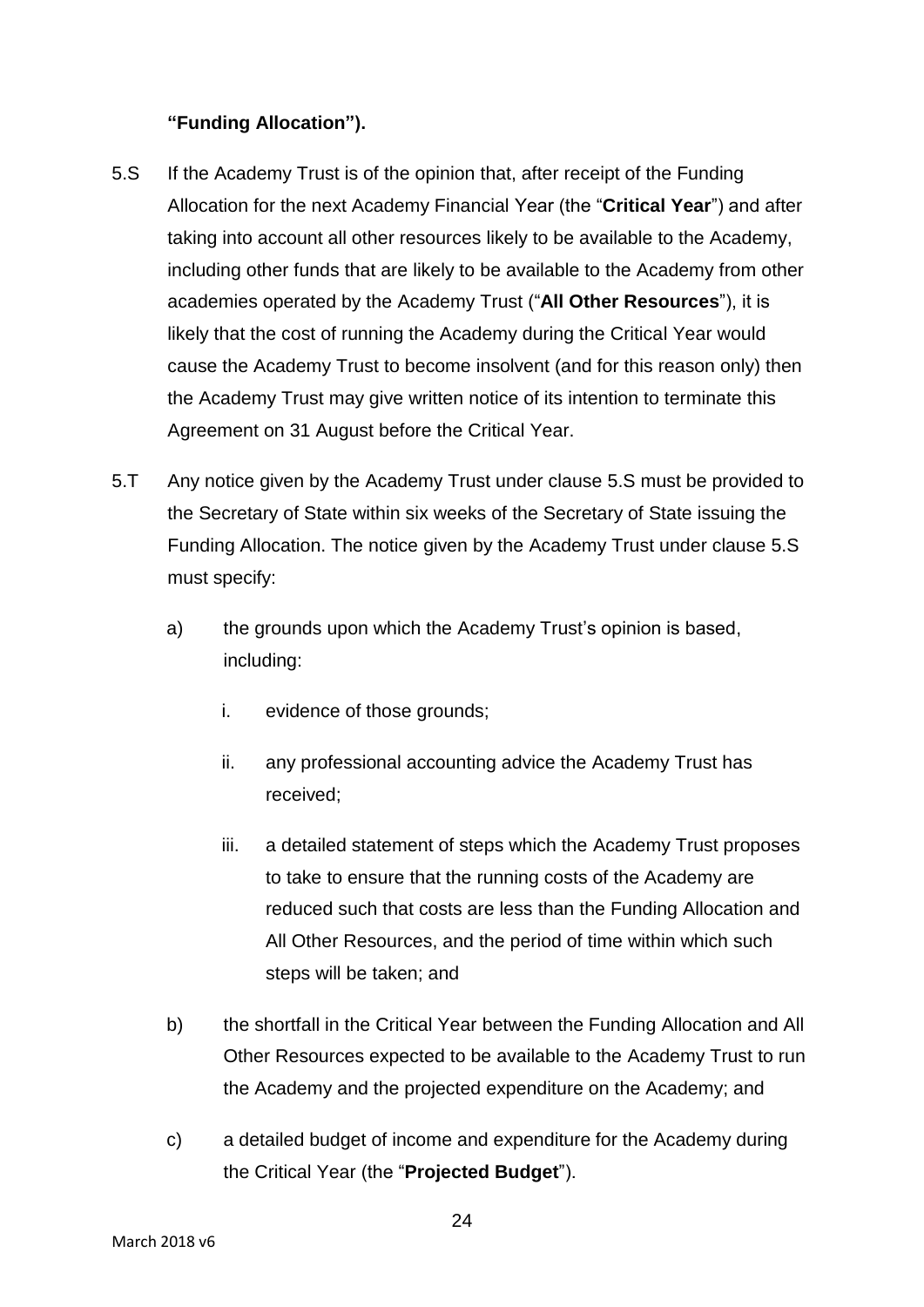**"Funding Allocation").**

5.S If the Academy Trust is of the opinion that, after receipt of the Funding Allocation for the next Academy Financial Year (the "**Critical Year**") and after taking into account all other resources likely to be available to the Academy, including other funds that are likely to be available to the Academy from other academies operated by the Academy Trust ("**All Other Resources**"), it is likely that the cost of running the Academy during the Critical Year would cause the Academy Trust to become insolvent (and for this reason only) then the Academy Trust may give written notice of its intention to terminate this Agreement on 31 August before the Critical Year.

5.T Any notice given by the Academy Trust under clause 5.S must be provided to the Secretary of State within six weeks of the Secretary of State issuing the Funding Allocation. The notice given by the Academy Trust under clause 5.S must specify:

a) the grounds upon which the Academy Trust's opinion is based, including:

   i. evidence of those grounds;

   ii. any professional accounting advice the Academy Trust has received;

   iii. a detailed statement of steps which the Academy Trust proposes to take to ensure that the running costs of the Academy are reduced such that costs are less than the Funding Allocation and All Other Resources, and the period of time within which such steps will be taken; and

b) the shortfall in the Critical Year between the Funding Allocation and All Other Resources expected to be available to the Academy Trust to run the Academy and the projected expenditure on the Academy; and

c) a detailed budget of income and expenditure for the Academy during the Critical Year (the "**Projected Budget**").

March 2018 v6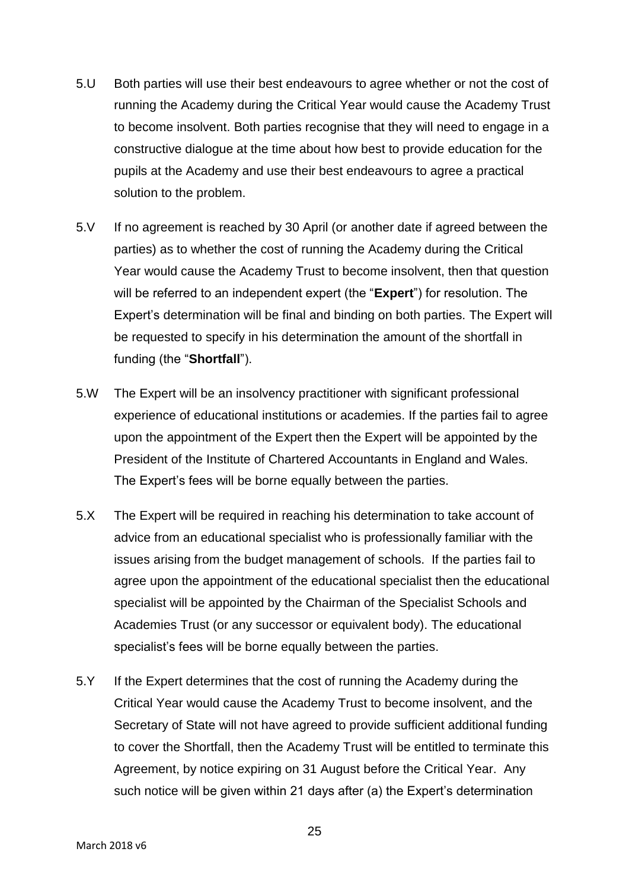5.U Both parties will use their best endeavours to agree whether or not the cost of running the Academy during the Critical Year would cause the Academy Trust to become insolvent. Both parties recognise that they will need to engage in a constructive dialogue at the time about how best to provide education for the pupils at the Academy and use their best endeavours to agree a practical solution to the problem.

5.V If no agreement is reached by 30 April (or another date if agreed between the parties) as to whether the cost of running the Academy during the Critical Year would cause the Academy Trust to become insolvent, then that question will be referred to an independent expert (the "**Expert**") for resolution. The Expert's determination will be final and binding on both parties. The Expert will be requested to specify in his determination the amount of the shortfall in funding (the "**Shortfall**").

5.W The Expert will be an insolvency practitioner with significant professional experience of educational institutions or academies. If the parties fail to agree upon the appointment of the Expert then the Expert will be appointed by the President of the Institute of Chartered Accountants in England and Wales. The Expert's fees will be borne equally between the parties.

5.X The Expert will be required in reaching his determination to take account of advice from an educational specialist who is professionally familiar with the issues arising from the budget management of schools. If the parties fail to agree upon the appointment of the educational specialist then the educational specialist will be appointed by the Chairman of the Specialist Schools and Academies Trust (or any successor or equivalent body). The educational specialist's fees will be borne equally between the parties.

5.Y If the Expert determines that the cost of running the Academy during the Critical Year would cause the Academy Trust to become insolvent, and the Secretary of State will not have agreed to provide sufficient additional funding to cover the Shortfall, then the Academy Trust will be entitled to terminate this Agreement, by notice expiring on 31 August before the Critical Year. Any such notice will be given within 21 days after (a) the Expert's determination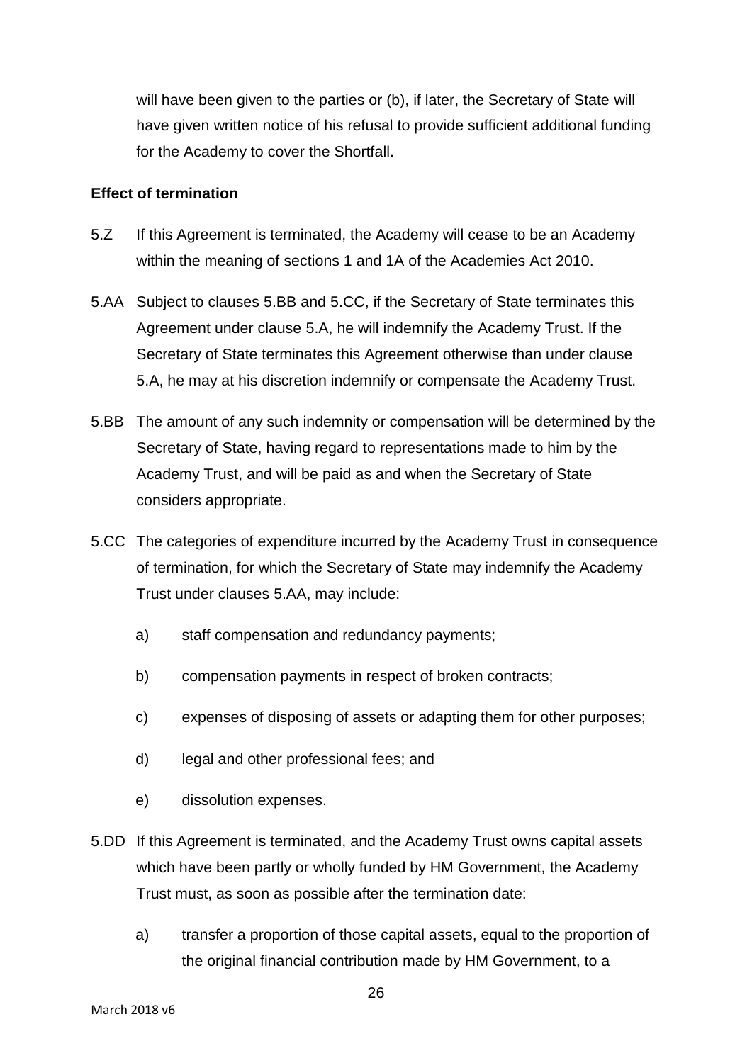will have been given to the parties or (b), if later, the Secretary of State will have given written notice of his refusal to provide sufficient additional funding for the Academy to cover the Shortfall.

**Effect of termination**

5.Z If this Agreement is terminated, the Academy will cease to be an Academy within the meaning of sections 1 and 1A of the Academies Act 2010.

5.AA Subject to clauses 5.BB and 5.CC, if the Secretary of State terminates this Agreement under clause 5.A, he will indemnify the Academy Trust. If the Secretary of State terminates this Agreement otherwise than under clause 5.A, he may at his discretion indemnify or compensate the Academy Trust.

5.BB The amount of any such indemnity or compensation will be determined by the Secretary of State, having regard to representations made to him by the Academy Trust, and will be paid as and when the Secretary of State considers appropriate.

5.CC The categories of expenditure incurred by the Academy Trust in consequence of termination, for which the Secretary of State may indemnify the Academy Trust under clauses 5.AA, may include:

a) staff compensation and redundancy payments;

b) compensation payments in respect of broken contracts;

c) expenses of disposing of assets or adapting them for other purposes;

d) legal and other professional fees; and

e) dissolution expenses.

5.DD If this Agreement is terminated, and the Academy Trust owns capital assets which have been partly or wholly funded by HM Government, the Academy Trust must, as soon as possible after the termination date:

a) transfer a proportion of those capital assets, equal to the proportion of the original financial contribution made by HM Government, to a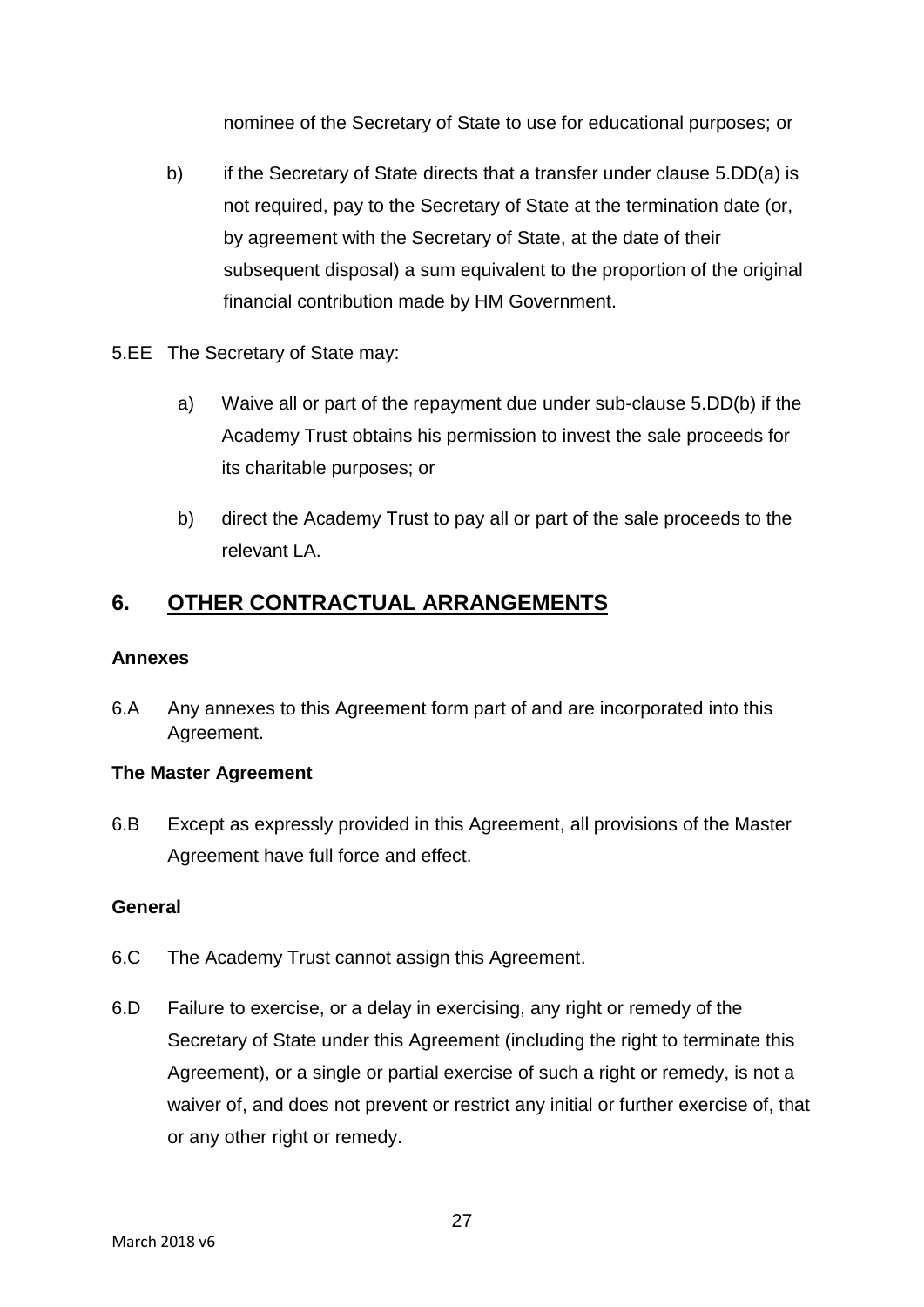nominee of the Secretary of State to use for educational purposes; or

b) if the Secretary of State directs that a transfer under clause 5.DD(a) is not required, pay to the Secretary of State at the termination date (or, by agreement with the Secretary of State, at the date of their subsequent disposal) a sum equivalent to the proportion of the original financial contribution made by HM Government.

5.EE The Secretary of State may:

a) Waive all or part of the repayment due under sub-clause 5.DD(b) if the Academy Trust obtains his permission to invest the sale proceeds for its charitable purposes; or

b) direct the Academy Trust to pay all or part of the sale proceeds to the relevant LA.

## 6. OTHER CONTRACTUAL ARRANGEMENTS

**Annexes**

6.A Any annexes to this Agreement form part of and are incorporated into this Agreement.

**The Master Agreement**

6.B Except as expressly provided in this Agreement, all provisions of the Master Agreement have full force and effect.

**General**

6.C The Academy Trust cannot assign this Agreement.

6.D Failure to exercise, or a delay in exercising, any right or remedy of the Secretary of State under this Agreement (including the right to terminate this Agreement), or a single or partial exercise of such a right or remedy, is not a waiver of, and does not prevent or restrict any initial or further exercise of, that or any other right or remedy.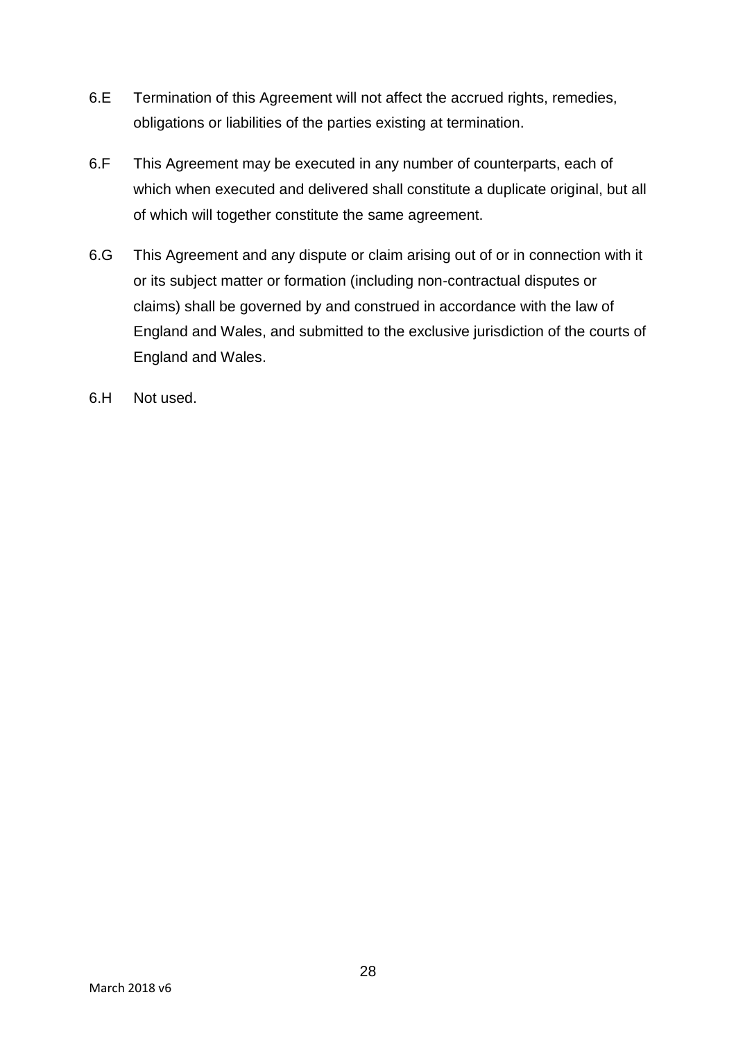6.E Termination of this Agreement will not affect the accrued rights, remedies, obligations or liabilities of the parties existing at termination.

6.F This Agreement may be executed in any number of counterparts, each of which when executed and delivered shall constitute a duplicate original, but all of which will together constitute the same agreement.

6.G This Agreement and any dispute or claim arising out of or in connection with it or its subject matter or formation (including non-contractual disputes or claims) shall be governed by and construed in accordance with the law of England and Wales, and submitted to the exclusive jurisdiction of the courts of England and Wales.

6.H Not used.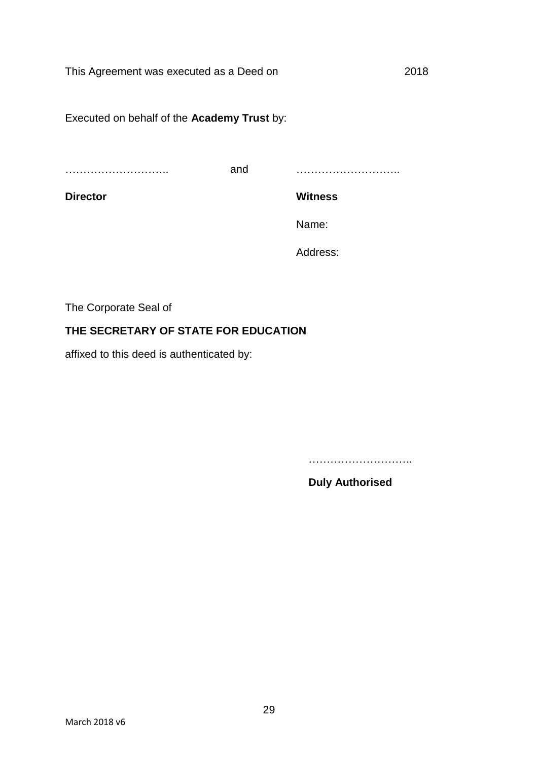This Agreement was executed as a Deed on 2018

Executed on behalf of the **Academy Trust** by:

……………………….. and ………………………..

**Director** **Witness**

Name:

Address:

The Corporate Seal of

**THE SECRETARY OF STATE FOR EDUCATION**

affixed to this deed is authenticated by:

………………………..

**Duly Authorised**

March 2018 v6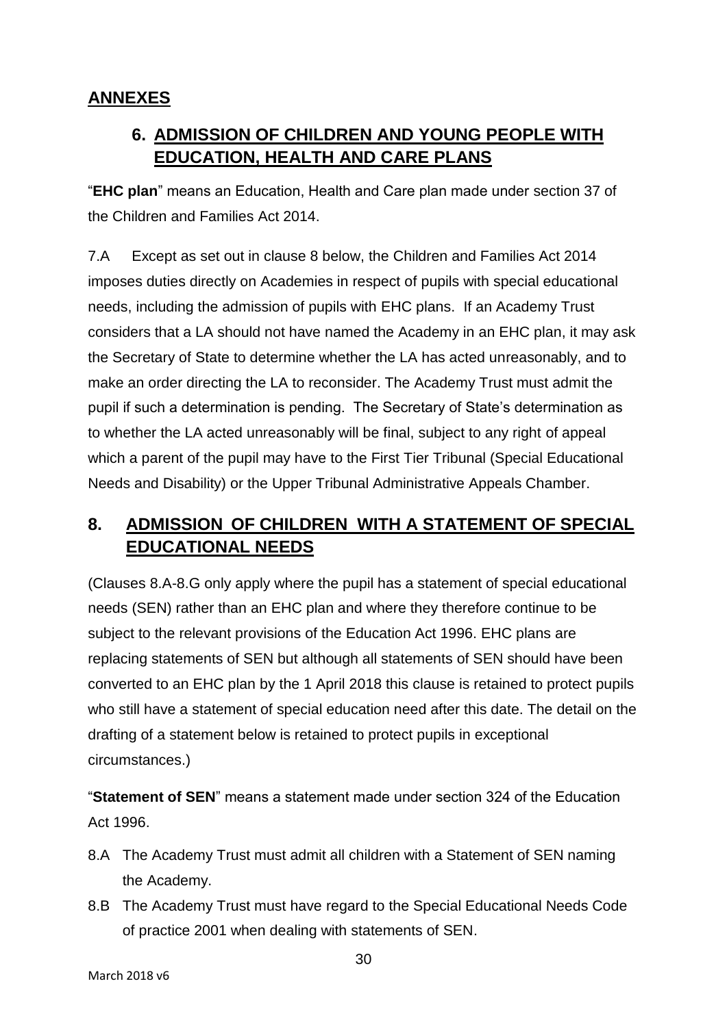## ANNEXES

## 6. ADMISSION OF CHILDREN AND YOUNG PEOPLE WITH EDUCATION, HEALTH AND CARE PLANS

"**EHC plan**" means an Education, Health and Care plan made under section 37 of the Children and Families Act 2014.

7.A Except as set out in clause 8 below, the Children and Families Act 2014 imposes duties directly on Academies in respect of pupils with special educational needs, including the admission of pupils with EHC plans. If an Academy Trust considers that a LA should not have named the Academy in an EHC plan, it may ask the Secretary of State to determine whether the LA has acted unreasonably, and to make an order directing the LA to reconsider. The Academy Trust must admit the pupil if such a determination is pending. The Secretary of State's determination as to whether the LA acted unreasonably will be final, subject to any right of appeal which a parent of the pupil may have to the First Tier Tribunal (Special Educational Needs and Disability) or the Upper Tribunal Administrative Appeals Chamber.

## 8. ADMISSION OF CHILDREN WITH A STATEMENT OF SPECIAL EDUCATIONAL NEEDS

(Clauses 8.A-8.G only apply where the pupil has a statement of special educational needs (SEN) rather than an EHC plan and where they therefore continue to be subject to the relevant provisions of the Education Act 1996. EHC plans are replacing statements of SEN but although all statements of SEN should have been converted to an EHC plan by the 1 April 2018 this clause is retained to protect pupils who still have a statement of special education need after this date. The detail on the drafting of a statement below is retained to protect pupils in exceptional circumstances.)

"**Statement of SEN**" means a statement made under section 324 of the Education Act 1996.

8.A The Academy Trust must admit all children with a Statement of SEN naming the Academy.

8.B The Academy Trust must have regard to the Special Educational Needs Code of practice 2001 when dealing with statements of SEN.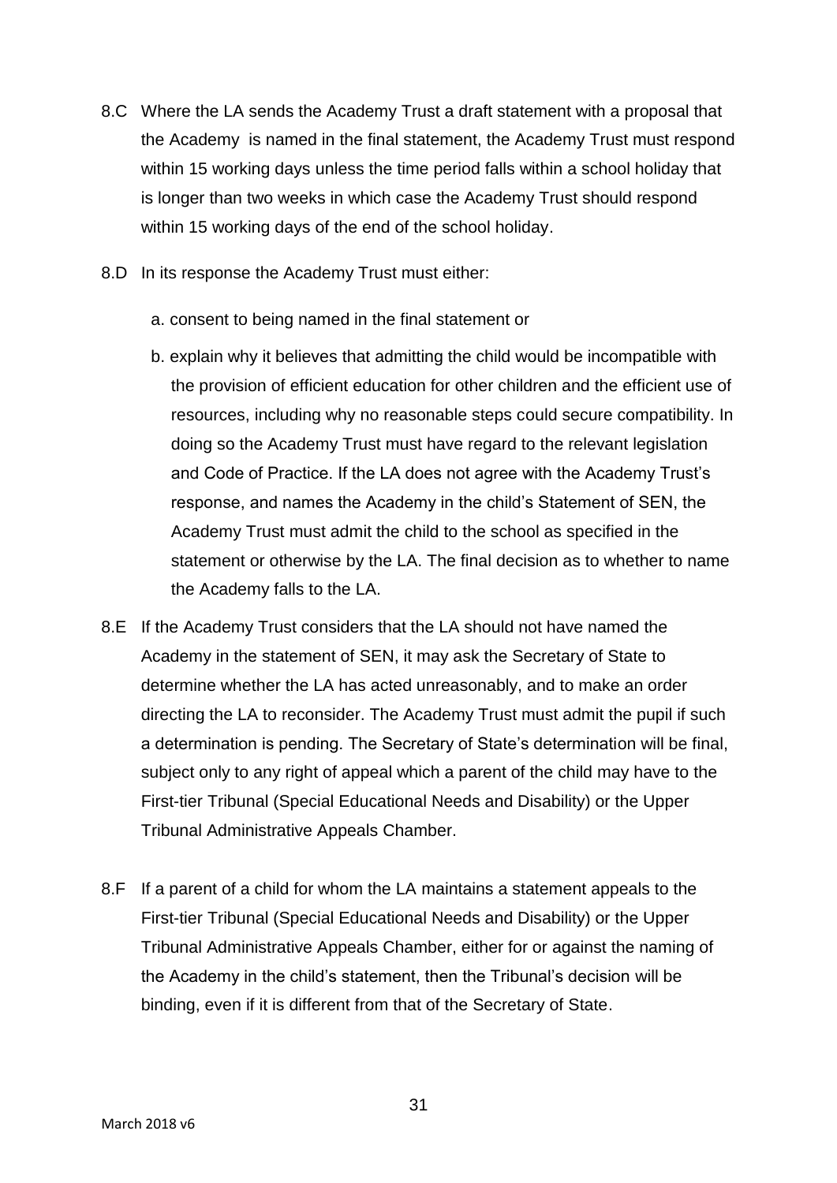8.C Where the LA sends the Academy Trust a draft statement with a proposal that the Academy is named in the final statement, the Academy Trust must respond within 15 working days unless the time period falls within a school holiday that is longer than two weeks in which case the Academy Trust should respond within 15 working days of the end of the school holiday.

8.D In its response the Academy Trust must either:

a. consent to being named in the final statement or

b. explain why it believes that admitting the child would be incompatible with the provision of efficient education for other children and the efficient use of resources, including why no reasonable steps could secure compatibility. In doing so the Academy Trust must have regard to the relevant legislation and Code of Practice. If the LA does not agree with the Academy Trust's response, and names the Academy in the child's Statement of SEN, the Academy Trust must admit the child to the school as specified in the statement or otherwise by the LA. The final decision as to whether to name the Academy falls to the LA.

8.E If the Academy Trust considers that the LA should not have named the Academy in the statement of SEN, it may ask the Secretary of State to determine whether the LA has acted unreasonably, and to make an order directing the LA to reconsider. The Academy Trust must admit the pupil if such a determination is pending. The Secretary of State's determination will be final, subject only to any right of appeal which a parent of the child may have to the First-tier Tribunal (Special Educational Needs and Disability) or the Upper Tribunal Administrative Appeals Chamber.

8.F If a parent of a child for whom the LA maintains a statement appeals to the First-tier Tribunal (Special Educational Needs and Disability) or the Upper Tribunal Administrative Appeals Chamber, either for or against the naming of the Academy in the child's statement, then the Tribunal's decision will be binding, even if it is different from that of the Secretary of State.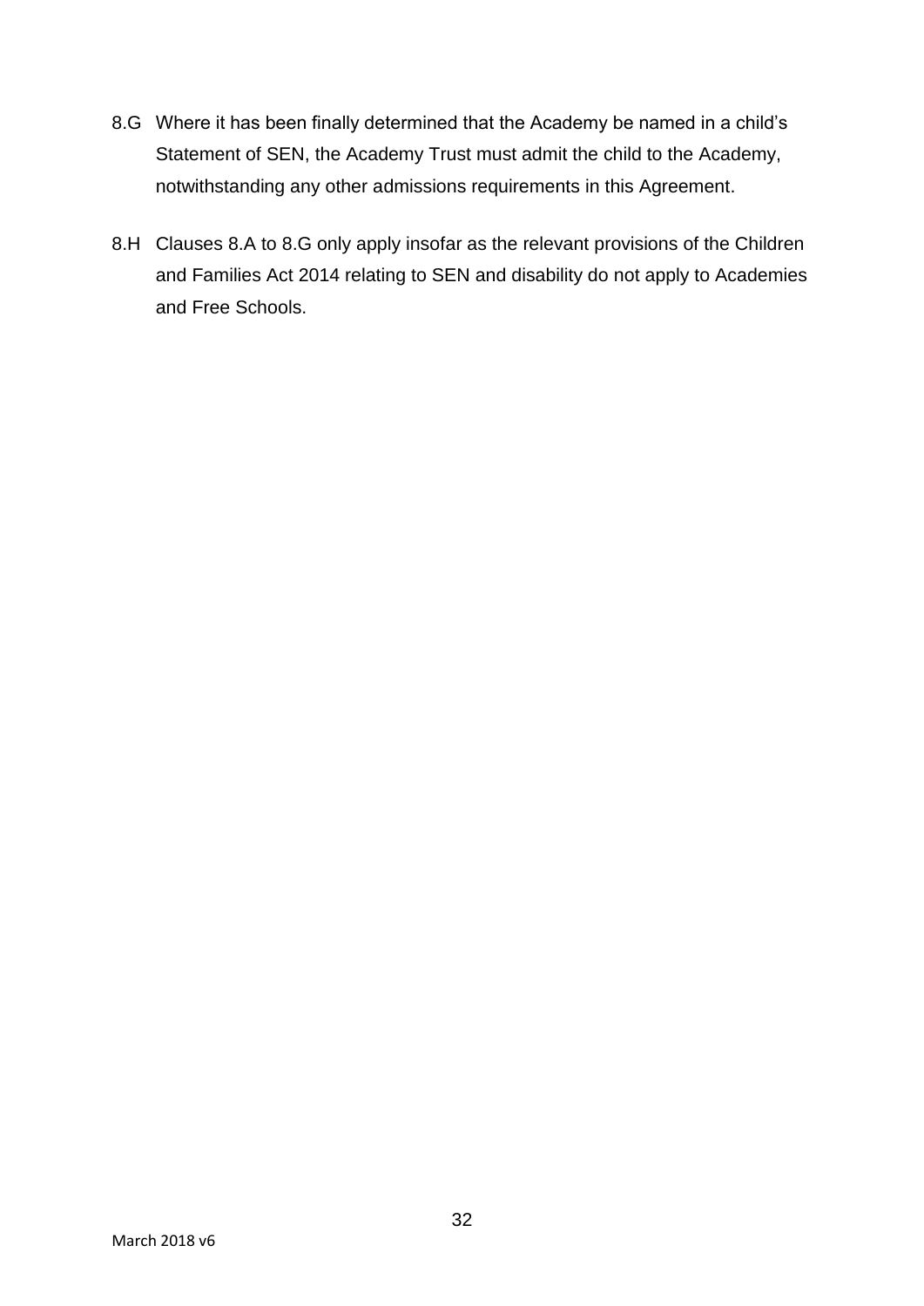8.G Where it has been finally determined that the Academy be named in a child's Statement of SEN, the Academy Trust must admit the child to the Academy, notwithstanding any other admissions requirements in this Agreement.

8.H Clauses 8.A to 8.G only apply insofar as the relevant provisions of the Children and Families Act 2014 relating to SEN and disability do not apply to Academies and Free Schools.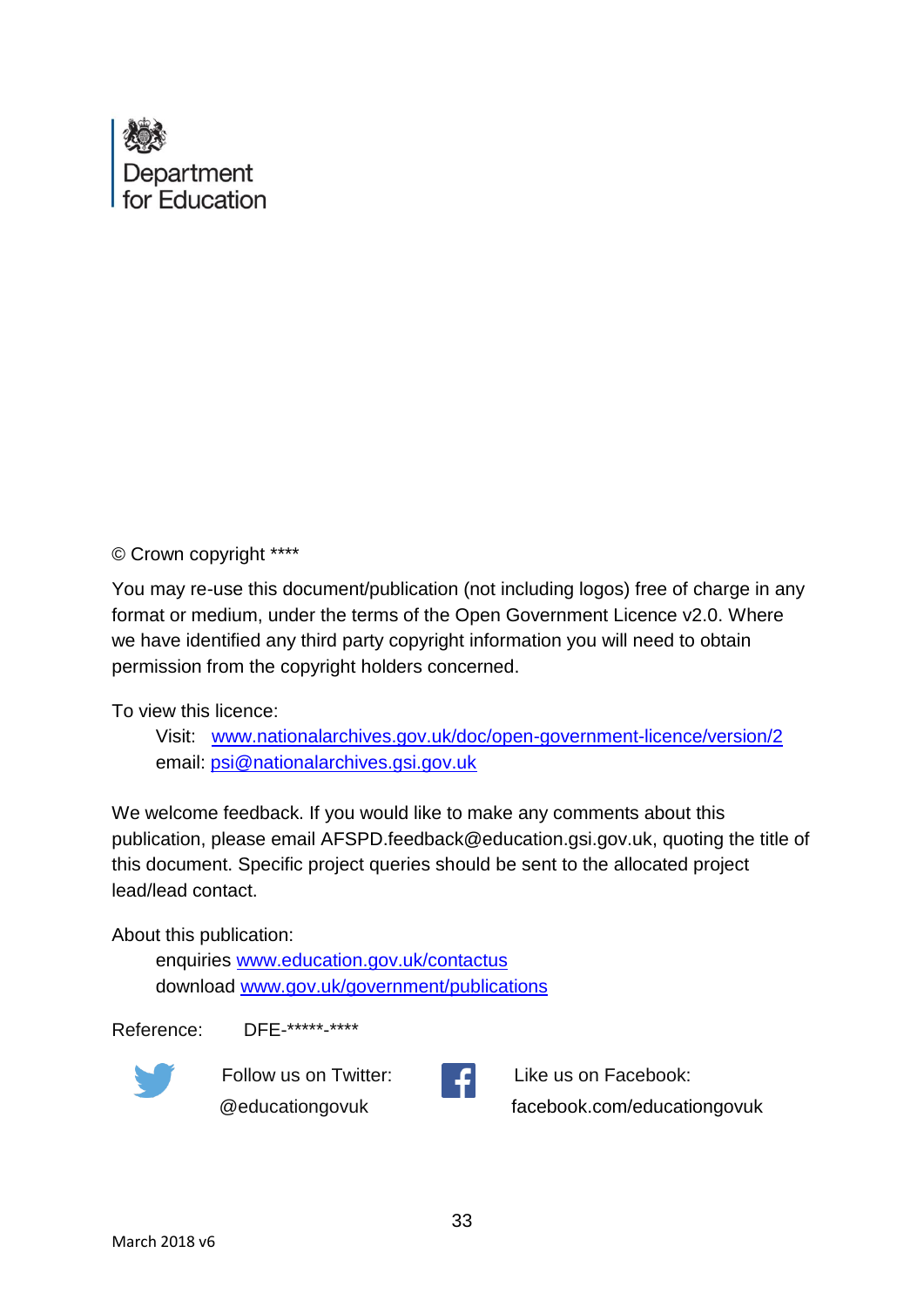Department for Education

© Crown copyright ****

You may re-use this document/publication (not including logos) free of charge in any format or medium, under the terms of the Open Government Licence v2.0. Where we have identified any third party copyright information you will need to obtain permission from the copyright holders concerned.

To view this licence:

Visit: www.nationalarchives.gov.uk/doc/open-government-licence/version/2
email: psi@nationalarchives.gsi.gov.uk

We welcome feedback. If you would like to make any comments about this publication, please email AFSPD.feedback@education.gsi.gov.uk, quoting the title of this document. Specific project queries should be sent to the allocated project lead/lead contact.

About this publication:

enquiries www.education.gov.uk/contactus
download www.gov.uk/government/publications

Reference: DFE-*****-****

Follow us on Twitter:
@educationgovuk

Like us on Facebook:
facebook.com/educationgovuk

March 2018 v6